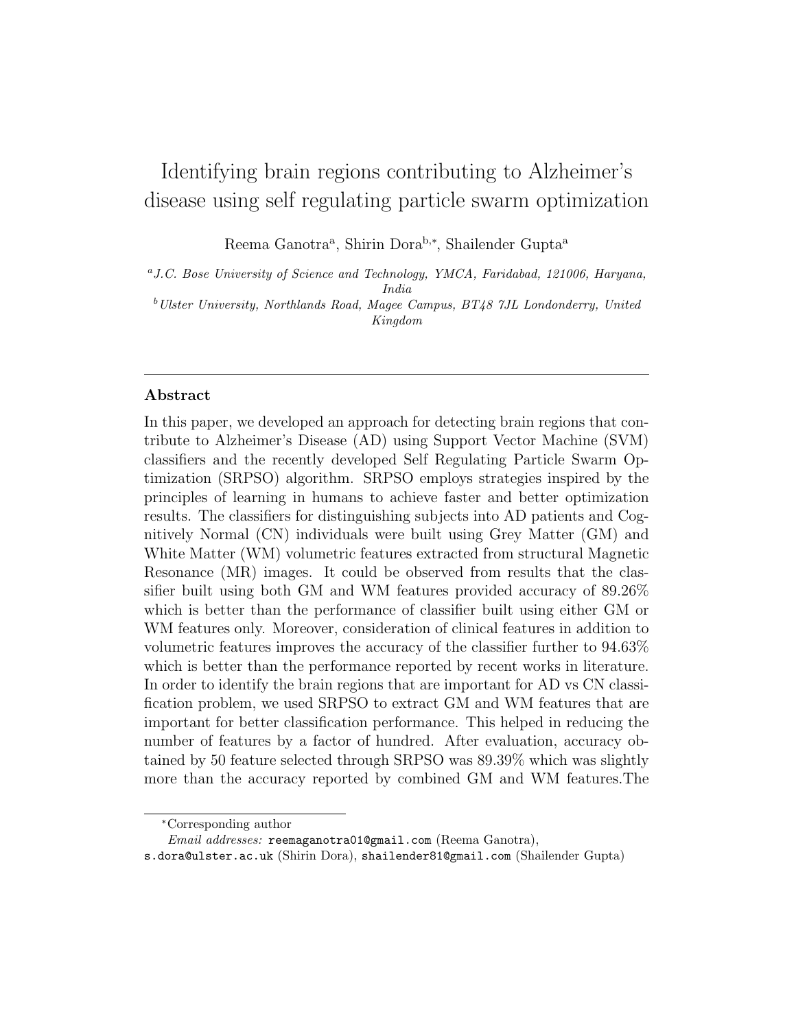# Identifying brain regions contributing to Alzheimer's disease using self regulating particle swarm optimization

Reema Ganotra[a], Shirin Dora[b,*], Shailender Gupta[a]

[a] *J.C. Bose University of Science and Technology, YMCA, Faridabad, 121006, Haryana, India*

[b] *Ulster University, Northlands Road, Magee Campus, BT48 7JL Londonderry, United Kingdom*

---

## Abstract

In this paper, we developed an approach for detecting brain regions that contribute to Alzheimer's Disease (AD) using Support Vector Machine (SVM) classifiers and the recently developed Self Regulating Particle Swarm Optimization (SRPSO) algorithm. SRPSO employs strategies inspired by the principles of learning in humans to achieve faster and better optimization results. The classifiers for distinguishing subjects into AD patients and Cognitively Normal (CN) individuals were built using Grey Matter (GM) and White Matter (WM) volumetric features extracted from structural Magnetic Resonance (MR) images. It could be observed from results that the classifier built using both GM and WM features provided accuracy of 89.26% which is better than the performance of classifier built using either GM or WM features only. Moreover, consideration of clinical features in addition to volumetric features improves the accuracy of the classifier further to 94.63% which is better than the performance reported by recent works in literature. In order to identify the brain regions that are important for AD vs CN classification problem, we used SRPSO to extract GM and WM features that are important for better classification performance. This helped in reducing the number of features by a factor of hundred. After evaluation, accuracy obtained by 50 feature selected through SRPSO was 89.39% which was slightly more than the accuracy reported by combined GM and WM features.The

---

*Corresponding author

*Email addresses:* reemaganotra01@gmail.com (Reema Ganotra), s.dora@ulster.ac.uk (Shirin Dora), shailender81@gmail.com (Shailender Gupta)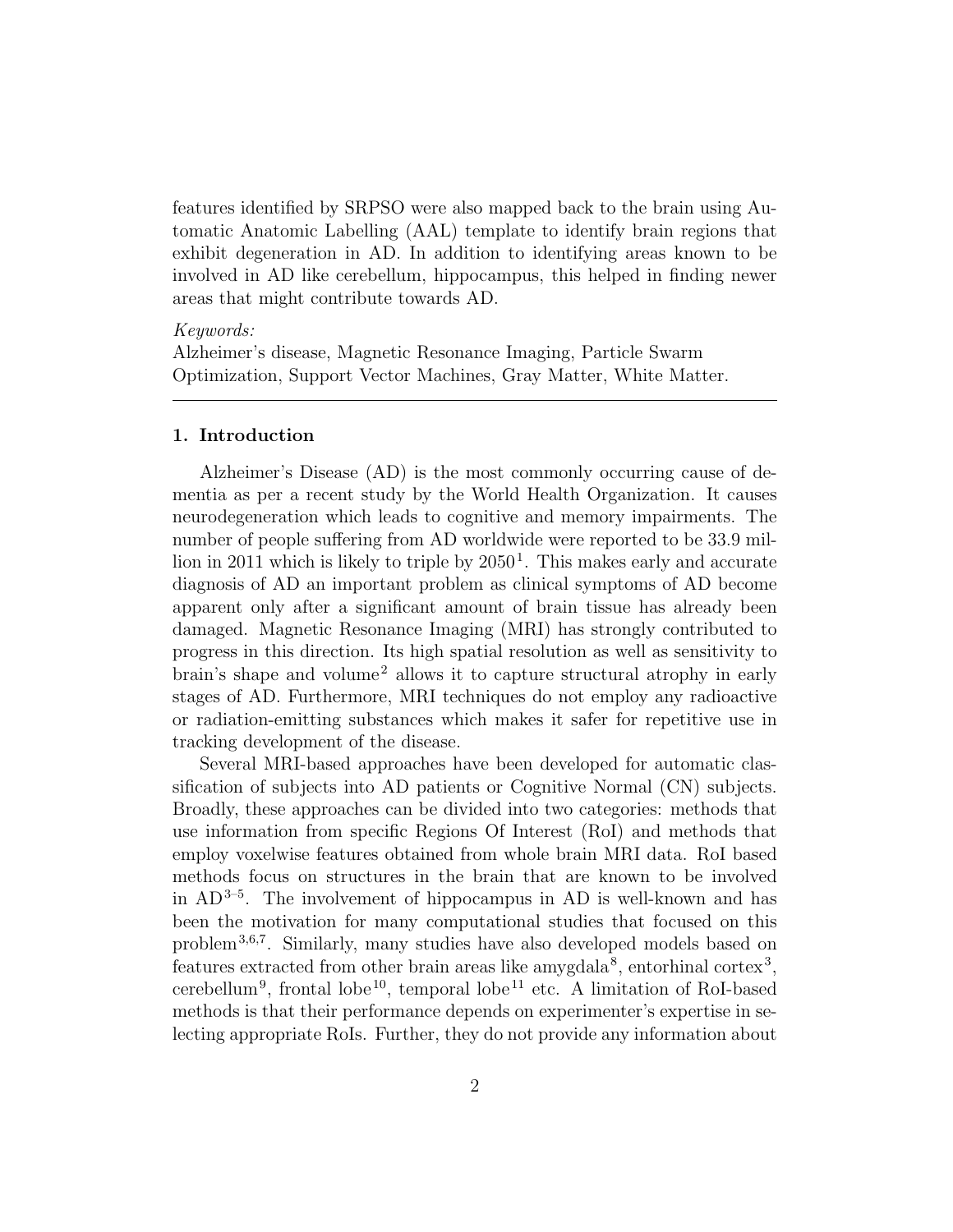features identified by SRPSO were also mapped back to the brain using Automatic Anatomic Labelling (AAL) template to identify brain regions that exhibit degeneration in AD. In addition to identifying areas known to be involved in AD like cerebellum, hippocampus, this helped in finding newer areas that might contribute towards AD.

*Keywords:*
Alzheimer's disease, Magnetic Resonance Imaging, Particle Swarm Optimization, Support Vector Machines, Gray Matter, White Matter.

## 1. Introduction

Alzheimer's Disease (AD) is the most commonly occurring cause of dementia as per a recent study by the World Health Organization. It causes neurodegeneration which leads to cognitive and memory impairments. The number of people suffering from AD worldwide were reported to be 33.9 million in 2011 which is likely to triple by 2050[1]. This makes early and accurate diagnosis of AD an important problem as clinical symptoms of AD become apparent only after a significant amount of brain tissue has already been damaged. Magnetic Resonance Imaging (MRI) has strongly contributed to progress in this direction. Its high spatial resolution as well as sensitivity to brain's shape and volume[2] allows it to capture structural atrophy in early stages of AD. Furthermore, MRI techniques do not employ any radioactive or radiation-emitting substances which makes it safer for repetitive use in tracking development of the disease.

Several MRI-based approaches have been developed for automatic classification of subjects into AD patients or Cognitive Normal (CN) subjects. Broadly, these approaches can be divided into two categories: methods that use information from specific Regions Of Interest (RoI) and methods that employ voxelwise features obtained from whole brain MRI data. RoI based methods focus on structures in the brain that are known to be involved in AD[3–5]. The involvement of hippocampus in AD is well-known and has been the motivation for many computational studies that focused on this problem[3,6,7]. Similarly, many studies have also developed models based on features extracted from other brain areas like amygdala[8], entorhinal cortex[3], cerebellum[9], frontal lobe[10], temporal lobe[11] etc. A limitation of RoI-based methods is that their performance depends on experimenter's expertise in selecting appropriate RoIs. Further, they do not provide any information about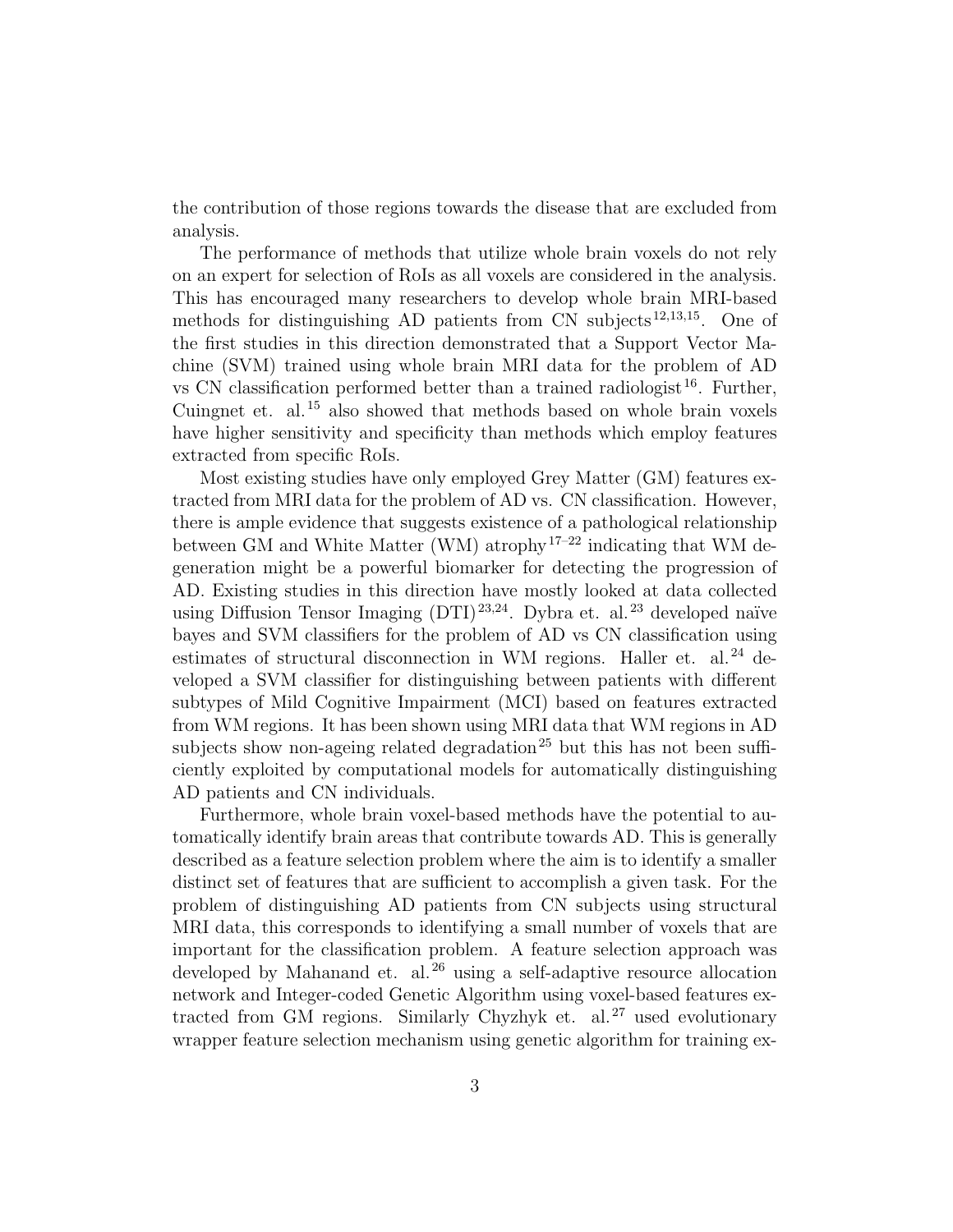the contribution of those regions towards the disease that are excluded from analysis.

The performance of methods that utilize whole brain voxels do not rely on an expert for selection of RoIs as all voxels are considered in the analysis. This has encouraged many researchers to develop whole brain MRI-based methods for distinguishing AD patients from CN subjects[12,13,15]. One of the first studies in this direction demonstrated that a Support Vector Machine (SVM) trained using whole brain MRI data for the problem of AD vs CN classification performed better than a trained radiologist[16]. Further, Cuingnet et. al.[15] also showed that methods based on whole brain voxels have higher sensitivity and specificity than methods which employ features extracted from specific RoIs.

Most existing studies have only employed Grey Matter (GM) features extracted from MRI data for the problem of AD vs. CN classification. However, there is ample evidence that suggests existence of a pathological relationship between GM and White Matter (WM) atrophy[17–22] indicating that WM degeneration might be a powerful biomarker for detecting the progression of AD. Existing studies in this direction have mostly looked at data collected using Diffusion Tensor Imaging (DTI)[23,24]. Dybra et. al.[23] developed naïve bayes and SVM classifiers for the problem of AD vs CN classification using estimates of structural disconnection in WM regions. Haller et. al.[24] developed a SVM classifier for distinguishing between patients with different subtypes of Mild Cognitive Impairment (MCI) based on features extracted from WM regions. It has been shown using MRI data that WM regions in AD subjects show non-ageing related degradation[25] but this has not been sufficiently exploited by computational models for automatically distinguishing AD patients and CN individuals.

Furthermore, whole brain voxel-based methods have the potential to automatically identify brain areas that contribute towards AD. This is generally described as a feature selection problem where the aim is to identify a smaller distinct set of features that are sufficient to accomplish a given task. For the problem of distinguishing AD patients from CN subjects using structural MRI data, this corresponds to identifying a small number of voxels that are important for the classification problem. A feature selection approach was developed by Mahanand et. al.[26] using a self-adaptive resource allocation network and Integer-coded Genetic Algorithm using voxel-based features extracted from GM regions. Similarly Chyzhyk et. al.[27] used evolutionary wrapper feature selection mechanism using genetic algorithm for training ex-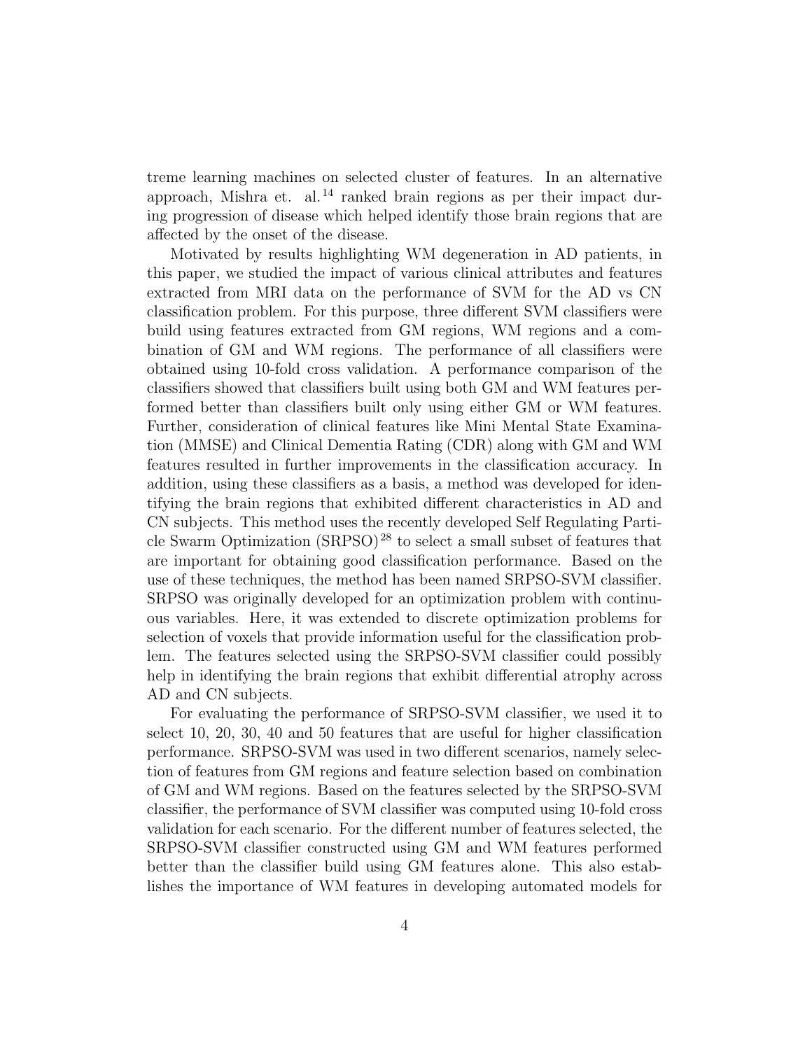treme learning machines on selected cluster of features. In an alternative approach, Mishra et. al.[14] ranked brain regions as per their impact during progression of disease which helped identify those brain regions that are affected by the onset of the disease.

Motivated by results highlighting WM degeneration in AD patients, in this paper, we studied the impact of various clinical attributes and features extracted from MRI data on the performance of SVM for the AD vs CN classification problem. For this purpose, three different SVM classifiers were build using features extracted from GM regions, WM regions and a combination of GM and WM regions. The performance of all classifiers were obtained using 10-fold cross validation. A performance comparison of the classifiers showed that classifiers built using both GM and WM features performed better than classifiers built only using either GM or WM features. Further, consideration of clinical features like Mini Mental State Examination (MMSE) and Clinical Dementia Rating (CDR) along with GM and WM features resulted in further improvements in the classification accuracy. In addition, using these classifiers as a basis, a method was developed for identifying the brain regions that exhibited different characteristics in AD and CN subjects. This method uses the recently developed Self Regulating Particle Swarm Optimization (SRPSO)[28] to select a small subset of features that are important for obtaining good classification performance. Based on the use of these techniques, the method has been named SRPSO-SVM classifier. SRPSO was originally developed for an optimization problem with continuous variables. Here, it was extended to discrete optimization problems for selection of voxels that provide information useful for the classification problem. The features selected using the SRPSO-SVM classifier could possibly help in identifying the brain regions that exhibit differential atrophy across AD and CN subjects.

For evaluating the performance of SRPSO-SVM classifier, we used it to select 10, 20, 30, 40 and 50 features that are useful for higher classification performance. SRPSO-SVM was used in two different scenarios, namely selection of features from GM regions and feature selection based on combination of GM and WM regions. Based on the features selected by the SRPSO-SVM classifier, the performance of SVM classifier was computed using 10-fold cross validation for each scenario. For the different number of features selected, the SRPSO-SVM classifier constructed using GM and WM features performed better than the classifier build using GM features alone. This also establishes the importance of WM features in developing automated models for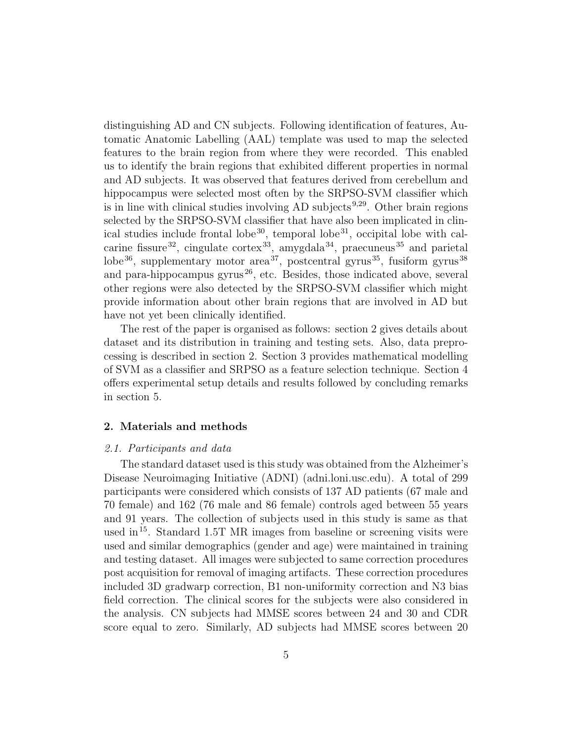distinguishing AD and CN subjects. Following identification of features, Automatic Anatomic Labelling (AAL) template was used to map the selected features to the brain region from where they were recorded. This enabled us to identify the brain regions that exhibited different properties in normal and AD subjects. It was observed that features derived from cerebellum and hippocampus were selected most often by the SRPSO-SVM classifier which is in line with clinical studies involving AD subjects[9,29]. Other brain regions selected by the SRPSO-SVM classifier that have also been implicated in clinical studies include frontal lobe[30], temporal lobe[31], occipital lobe with calcarine fissure[32], cingulate cortex[33], amygdala[34], praecuneus[35] and parietal lobe[36], supplementary motor area[37], postcentral gyrus[35], fusiform gyrus[38] and para-hippocampus gyrus[26], etc. Besides, those indicated above, several other regions were also detected by the SRPSO-SVM classifier which might provide information about other brain regions that are involved in AD but have not yet been clinically identified.

The rest of the paper is organised as follows: section 2 gives details about dataset and its distribution in training and testing sets. Also, data preprocessing is described in section 2. Section 3 provides mathematical modelling of SVM as a classifier and SRPSO as a feature selection technique. Section 4 offers experimental setup details and results followed by concluding remarks in section 5.

## 2. Materials and methods

### *2.1. Participants and data*

The standard dataset used is this study was obtained from the Alzheimer's Disease Neuroimaging Initiative (ADNI) (adni.loni.usc.edu). A total of 299 participants were considered which consists of 137 AD patients (67 male and 70 female) and 162 (76 male and 86 female) controls aged between 55 years and 91 years. The collection of subjects used in this study is same as that used in[15]. Standard 1.5T MR images from baseline or screening visits were used and similar demographics (gender and age) were maintained in training and testing dataset. All images were subjected to same correction procedures post acquisition for removal of imaging artifacts. These correction procedures included 3D gradwarp correction, B1 non-uniformity correction and N3 bias field correction. The clinical scores for the subjects were also considered in the analysis. CN subjects had MMSE scores between 24 and 30 and CDR score equal to zero. Similarly, AD subjects had MMSE scores between 20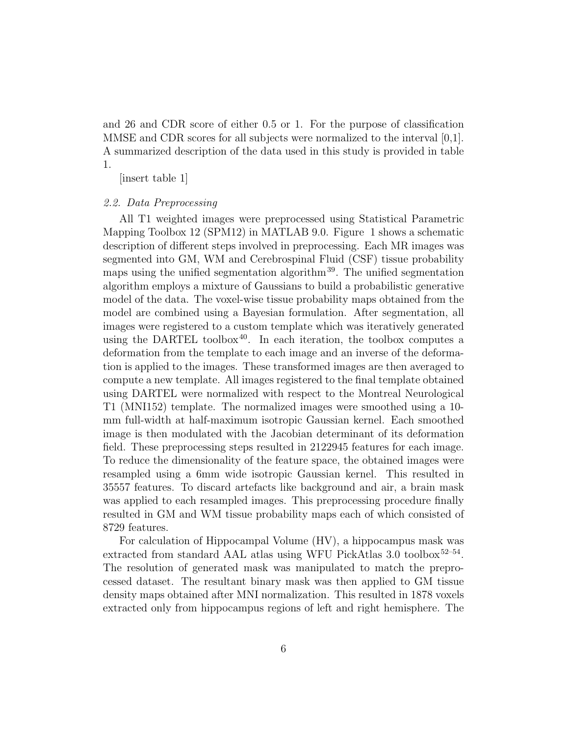and 26 and CDR score of either 0.5 or 1. For the purpose of classification MMSE and CDR scores for all subjects were normalized to the interval [0,1]. A summarized description of the data used in this study is provided in table 1.

[insert table 1]

### *2.2. Data Preprocessing*

All T1 weighted images were preprocessed using Statistical Parametric Mapping Toolbox 12 (SPM12) in MATLAB 9.0. Figure 1 shows a schematic description of different steps involved in preprocessing. Each MR images was segmented into GM, WM and Cerebrospinal Fluid (CSF) tissue probability maps using the unified segmentation algorithm[39]. The unified segmentation algorithm employs a mixture of Gaussians to build a probabilistic generative model of the data. The voxel-wise tissue probability maps obtained from the model are combined using a Bayesian formulation. After segmentation, all images were registered to a custom template which was iteratively generated using the DARTEL toolbox[40]. In each iteration, the toolbox computes a deformation from the template to each image and an inverse of the deformation is applied to the images. These transformed images are then averaged to compute a new template. All images registered to the final template obtained using DARTEL were normalized with respect to the Montreal Neurological T1 (MNI152) template. The normalized images were smoothed using a 10-mm full-width at half-maximum isotropic Gaussian kernel. Each smoothed image is then modulated with the Jacobian determinant of its deformation field. These preprocessing steps resulted in 2122945 features for each image. To reduce the dimensionality of the feature space, the obtained images were resampled using a 6mm wide isotropic Gaussian kernel. This resulted in 35557 features. To discard artefacts like background and air, a brain mask was applied to each resampled images. This preprocessing procedure finally resulted in GM and WM tissue probability maps each of which consisted of 8729 features.

For calculation of Hippocampal Volume (HV), a hippocampus mask was extracted from standard AAL atlas using WFU PickAtlas 3.0 toolbox[52–54]. The resolution of generated mask was manipulated to match the preprocessed dataset. The resultant binary mask was then applied to GM tissue density maps obtained after MNI normalization. This resulted in 1878 voxels extracted only from hippocampus regions of left and right hemisphere. The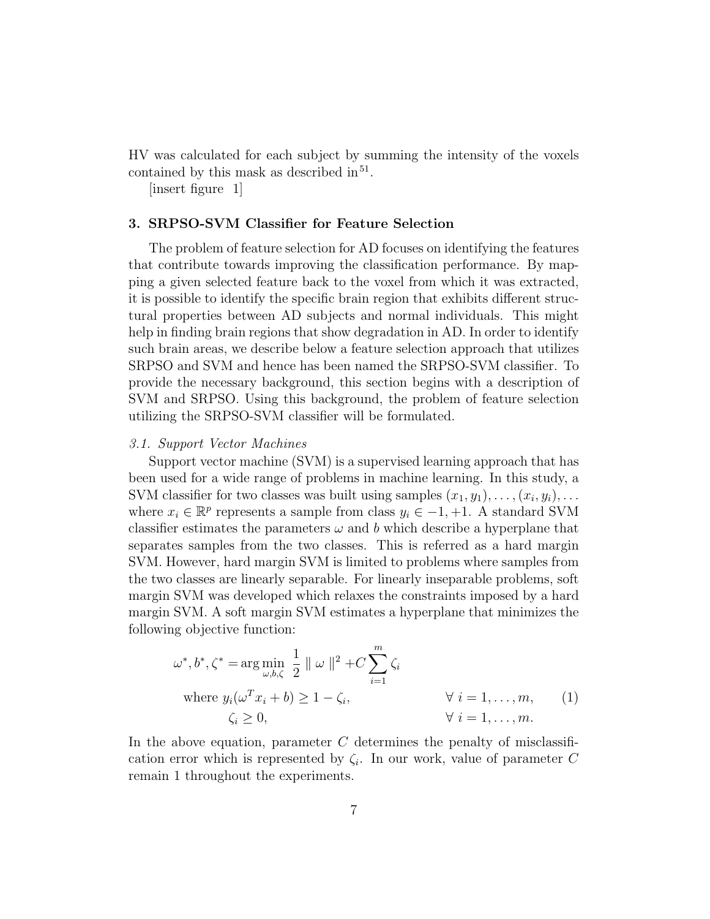HV was calculated for each subject by summing the intensity of the voxels contained by this mask as described in[51].

[insert figure 1]

## 3. SRPSO-SVM Classifier for Feature Selection

The problem of feature selection for AD focuses on identifying the features that contribute towards improving the classification performance. By mapping a given selected feature back to the voxel from which it was extracted, it is possible to identify the specific brain region that exhibits different structural properties between AD subjects and normal individuals. This might help in finding brain regions that show degradation in AD. In order to identify such brain areas, we describe below a feature selection approach that utilizes SRPSO and SVM and hence has been named the SRPSO-SVM classifier. To provide the necessary background, this section begins with a description of SVM and SRPSO. Using this background, the problem of feature selection utilizing the SRPSO-SVM classifier will be formulated.

### *3.1. Support Vector Machines*

Support vector machine (SVM) is a supervised learning approach that has been used for a wide range of problems in machine learning. In this study, a SVM classifier for two classes was built using samples $(x_1, y_1), \ldots, (x_i, y_i), \ldots$ where $x_i \in \mathbb{R}^p$ represents a sample from class $y_i \in -1, +1$. A standard SVM classifier estimates the parameters $\omega$ and $b$ which describe a hyperplane that separates samples from the two classes. This is referred as a hard margin SVM. However, hard margin SVM is limited to problems where samples from the two classes are linearly separable. For linearly inseparable problems, soft margin SVM was developed which relaxes the constraints imposed by a hard margin SVM. A soft margin SVM estimates a hyperplane that minimizes the following objective function:

$$
\begin{aligned}
\omega^*, b^*, \zeta^* &= \arg\min_{\omega, b, \zeta} \ \frac{1}{2} \parallel \omega \parallel^2 + C \sum_{i=1}^{m} \zeta_i \\
\text{where } & y_i(\omega^T x_i + b) \geq 1 - \zeta_i, \qquad \forall \ i = 1, \ldots, m, \\
& \zeta_i \geq 0, \qquad \forall \ i = 1, \ldots, m.
\end{aligned}
\tag{1}
$$

In the above equation, parameter $C$ determines the penalty of misclassification error which is represented by $\zeta_i$. In our work, value of parameter $C$ remain 1 throughout the experiments.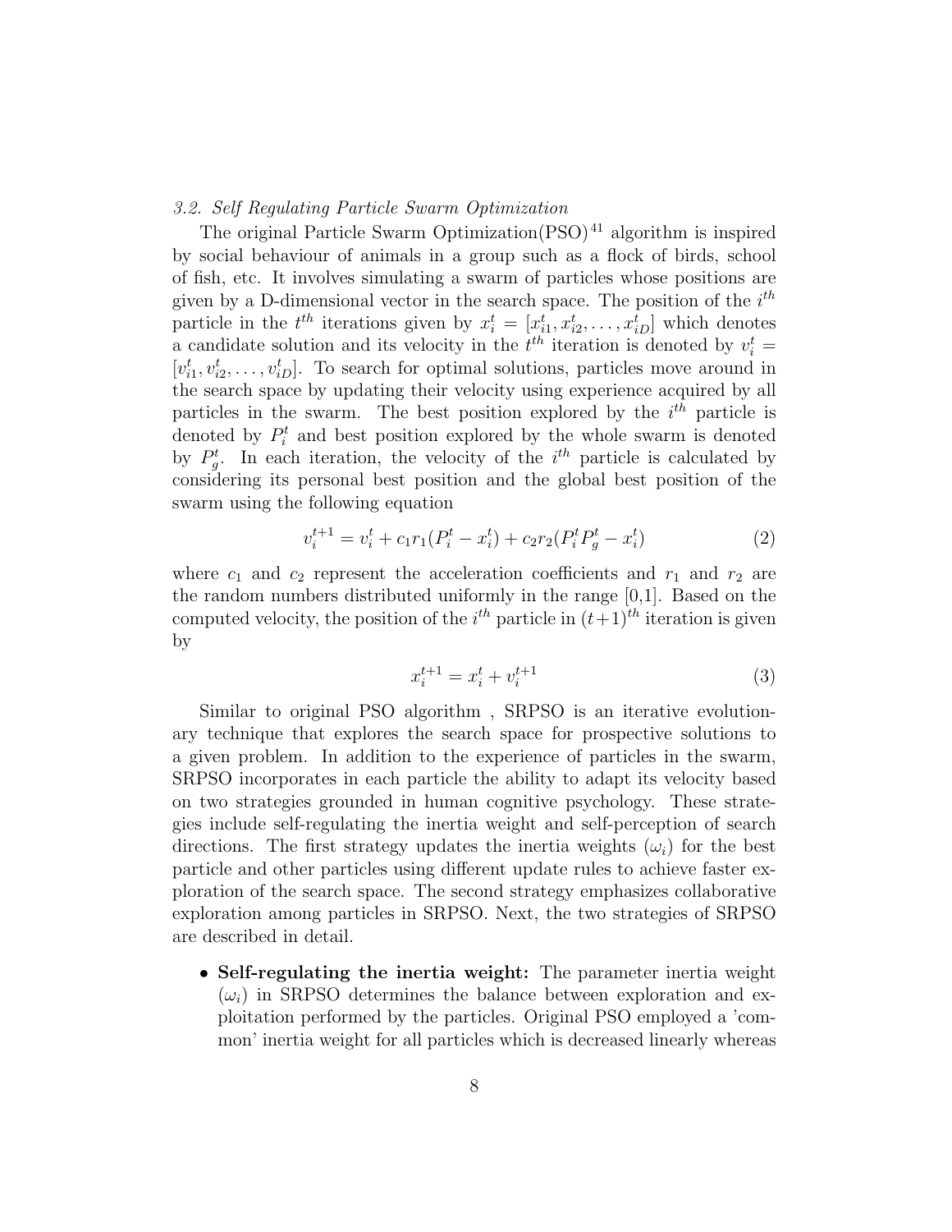### *3.2. Self Regulating Particle Swarm Optimization*

The original Particle Swarm Optimization(PSO)[41] algorithm is inspired by social behaviour of animals in a group such as a flock of birds, school of fish, etc. It involves simulating a swarm of particles whose positions are given by a D-dimensional vector in the search space. The position of the $i^{th}$ particle in the $t^{th}$ iterations given by $x_i^t = [x_{i1}^t, x_{i2}^t, \dots, x_{iD}^t]$ which denotes a candidate solution and its velocity in the $t^{th}$ iteration is denoted by $v_i^t = [v_{i1}^t, v_{i2}^t, \dots, v_{iD}^t]$. To search for optimal solutions, particles move around in the search space by updating their velocity using experience acquired by all particles in the swarm. The best position explored by the $i^{th}$ particle is denoted by $P_i^t$ and best position explored by the whole swarm is denoted by $P_g^t$. In each iteration, the velocity of the $i^{th}$ particle is calculated by considering its personal best position and the global best position of the swarm using the following equation

$$v_i^{t+1} = v_i^t + c_1 r_1 (P_i^t - x_i^t) + c_2 r_2 (P_i^t P_g^t - x_i^t) \tag{2}$$

where $c_1$ and $c_2$ represent the acceleration coefficients and $r_1$ and $r_2$ are the random numbers distributed uniformly in the range [0,1]. Based on the computed velocity, the position of the $i^{th}$ particle in $(t+1)^{th}$ iteration is given by

$$x_i^{t+1} = x_i^t + v_i^{t+1} \tag{3}$$

Similar to original PSO algorithm , SRPSO is an iterative evolutionary technique that explores the search space for prospective solutions to a given problem. In addition to the experience of particles in the swarm, SRPSO incorporates in each particle the ability to adapt its velocity based on two strategies grounded in human cognitive psychology. These strategies include self-regulating the inertia weight and self-perception of search directions. The first strategy updates the inertia weights ($\omega_i$) for the best particle and other particles using different update rules to achieve faster exploration of the search space. The second strategy emphasizes collaborative exploration among particles in SRPSO. Next, the two strategies of SRPSO are described in detail.

- **Self-regulating the inertia weight:** The parameter inertia weight ($\omega_i$) in SRPSO determines the balance between exploration and exploitation performed by the particles. Original PSO employed a 'common' inertia weight for all particles which is decreased linearly whereas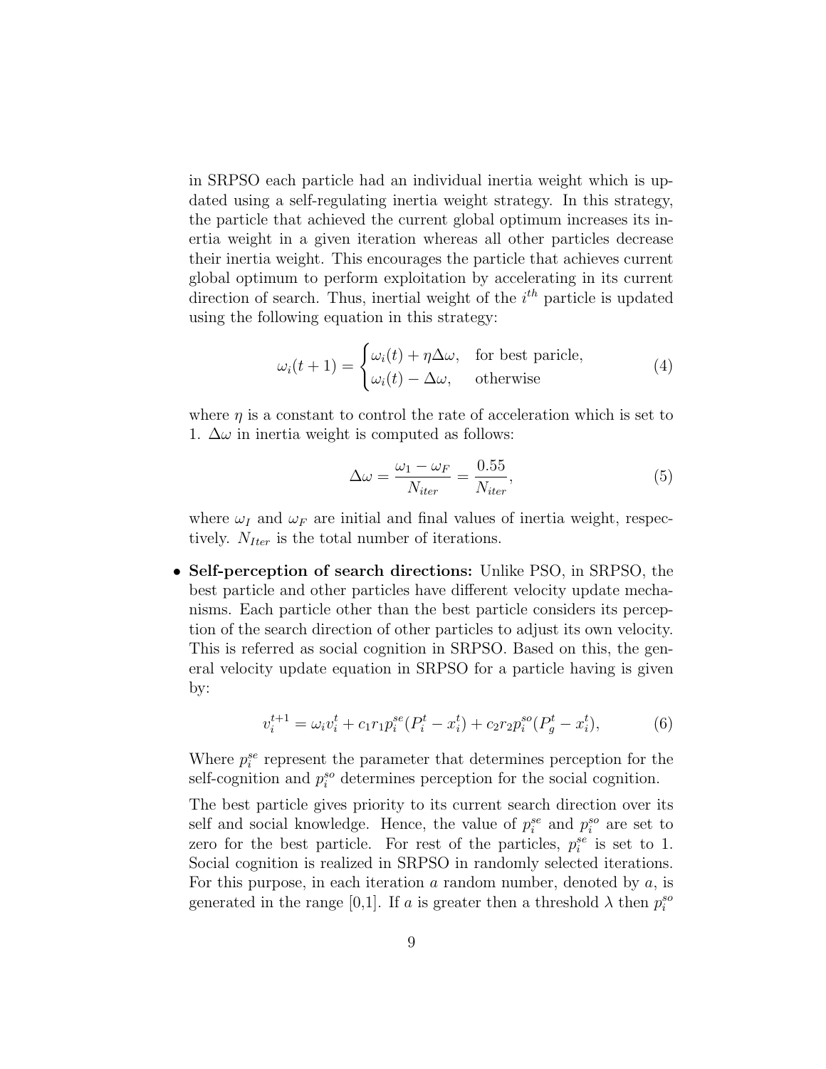in SRPSO each particle had an individual inertia weight which is updated using a self-regulating inertia weight strategy. In this strategy, the particle that achieved the current global optimum increases its inertia weight in a given iteration whereas all other particles decrease their inertia weight. This encourages the particle that achieves current global optimum to perform exploitation by accelerating in its current direction of search. Thus, inertial weight of the $i^{th}$ particle is updated using the following equation in this strategy:

$$\omega_i(t+1) = \begin{cases} \omega_i(t) + \eta\Delta\omega, & \text{for best paricle,} \\ \omega_i(t) - \Delta\omega, & \text{otherwise} \end{cases} \tag{4}$$

where $\eta$ is a constant to control the rate of acceleration which is set to 1. $\Delta\omega$ in inertia weight is computed as follows:

$$\Delta\omega = \frac{\omega_1 - \omega_F}{N_{iter}} = \frac{0.55}{N_{iter}}, \tag{5}$$

where $\omega_I$ and $\omega_F$ are initial and final values of inertia weight, respectively. $N_{Iter}$ is the total number of iterations.

- **Self-perception of search directions:** Unlike PSO, in SRPSO, the best particle and other particles have different velocity update mechanisms. Each particle other than the best particle considers its perception of the search direction of other particles to adjust its own velocity. This is referred as social cognition in SRPSO. Based on this, the general velocity update equation in SRPSO for a particle having is given by:

$$v_i^{t+1} = \omega_i v_i^t + c_1 r_1 p_i^{se}(P_i^t - x_i^t) + c_2 r_2 p_i^{so}(P_g^t - x_i^t), \tag{6}$$

  Where $p_i^{se}$ represent the parameter that determines perception for the self-cognition and $p_i^{so}$ determines perception for the social cognition.

  The best particle gives priority to its current search direction over its self and social knowledge. Hence, the value of $p_i^{se}$ and $p_i^{so}$ are set to zero for the best particle. For rest of the particles, $p_i^{se}$ is set to 1. Social cognition is realized in SRPSO in randomly selected iterations. For this purpose, in each iteration $a$ random number, denoted by $a$, is generated in the range [0,1]. If $a$ is greater then a threshold $\lambda$ then $p_i^{so}$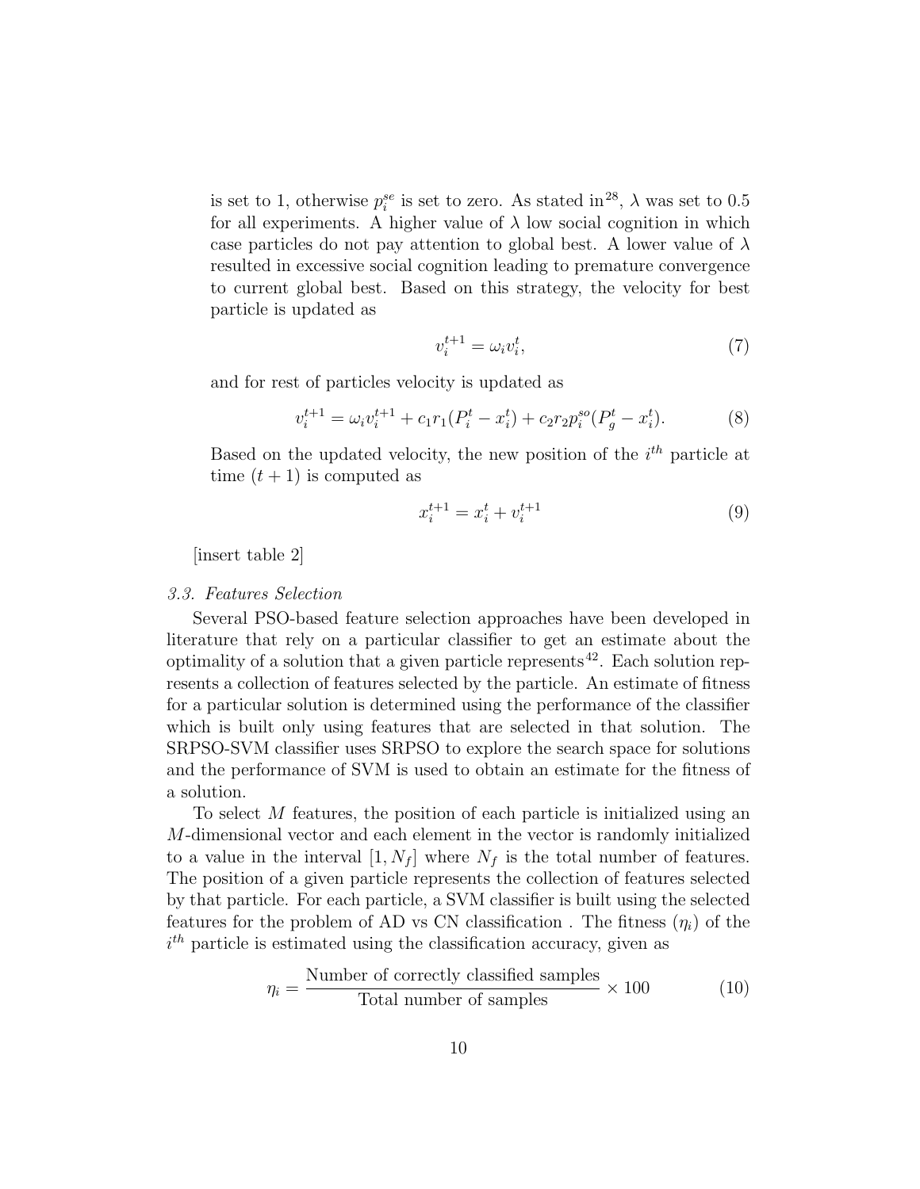is set to 1, otherwise $p_i^{se}$ is set to zero. As stated in[28], $\lambda$ was set to 0.5 for all experiments. A higher value of $\lambda$ low social cognition in which case particles do not pay attention to global best. A lower value of $\lambda$ resulted in excessive social cognition leading to premature convergence to current global best. Based on this strategy, the velocity for best particle is updated as

$$v_i^{t+1} = \omega_i v_i^t, \tag{7}$$

and for rest of particles velocity is updated as

$$v_i^{t+1} = \omega_i v_i^{t+1} + c_1 r_1 (P_i^t - x_i^t) + c_2 r_2 p_i^{so} (P_g^t - x_i^t). \tag{8}$$

Based on the updated velocity, the new position of the $i^{th}$ particle at time $(t+1)$ is computed as

$$x_i^{t+1} = x_i^t + v_i^{t+1} \tag{9}$$

[insert table 2]

### *3.3. Features Selection*

Several PSO-based feature selection approaches have been developed in literature that rely on a particular classifier to get an estimate about the optimality of a solution that a given particle represents[42]. Each solution represents a collection of features selected by the particle. An estimate of fitness for a particular solution is determined using the performance of the classifier which is built only using features that are selected in that solution. The SRPSO-SVM classifier uses SRPSO to explore the search space for solutions and the performance of SVM is used to obtain an estimate for the fitness of a solution.

To select $M$ features, the position of each particle is initialized using an $M$-dimensional vector and each element in the vector is randomly initialized to a value in the interval $[1, N_f]$ where $N_f$ is the total number of features. The position of a given particle represents the collection of features selected by that particle. For each particle, a SVM classifier is built using the selected features for the problem of AD vs CN classification . The fitness ($\eta_i$) of the $i^{th}$ particle is estimated using the classification accuracy, given as

$$\eta_i = \frac{\text{Number of correctly classified samples}}{\text{Total number of samples}} \times 100 \tag{10}$$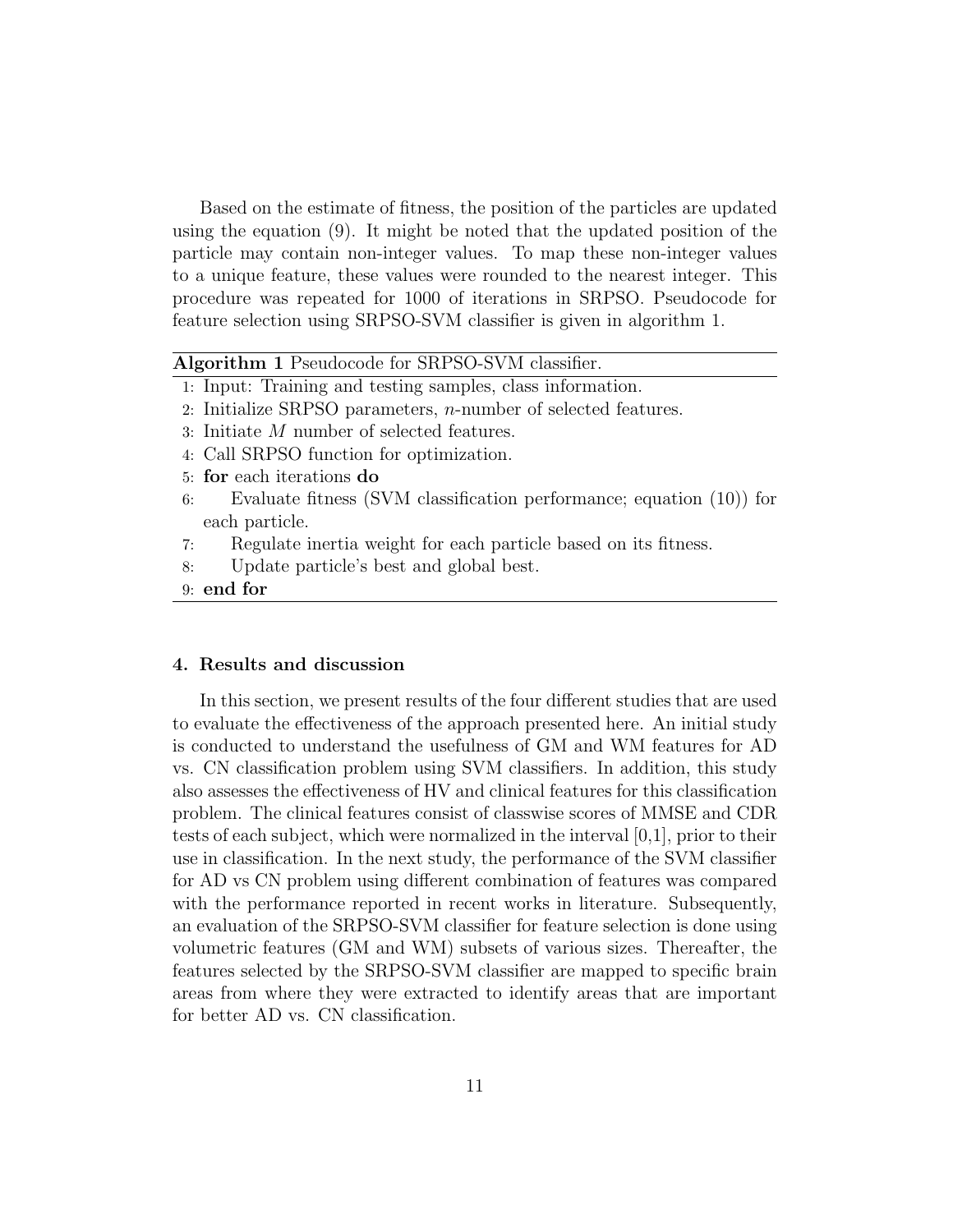Based on the estimate of fitness, the position of the particles are updated using the equation (9). It might be noted that the updated position of the particle may contain non-integer values. To map these non-integer values to a unique feature, these values were rounded to the nearest integer. This procedure was repeated for 1000 of iterations in SRPSO. Pseudocode for feature selection using SRPSO-SVM classifier is given in algorithm 1.

**Algorithm 1** Pseudocode for SRPSO-SVM classifier.

```
1: Input: Training and testing samples, class information.
2: Initialize SRPSO parameters, n-number of selected features.
3: Initiate M number of selected features.
4: Call SRPSO function for optimization.
5: for each iterations do
6:     Evaluate fitness (SVM classification performance; equation (10)) for
       each particle.
7:     Regulate inertia weight for each particle based on its fitness.
8:     Update particle's best and global best.
9: end for
```

## 4. Results and discussion

In this section, we present results of the four different studies that are used to evaluate the effectiveness of the approach presented here. An initial study is conducted to understand the usefulness of GM and WM features for AD vs. CN classification problem using SVM classifiers. In addition, this study also assesses the effectiveness of HV and clinical features for this classification problem. The clinical features consist of classwise scores of MMSE and CDR tests of each subject, which were normalized in the interval [0,1], prior to their use in classification. In the next study, the performance of the SVM classifier for AD vs CN problem using different combination of features was compared with the performance reported in recent works in literature. Subsequently, an evaluation of the SRPSO-SVM classifier for feature selection is done using volumetric features (GM and WM) subsets of various sizes. Thereafter, the features selected by the SRPSO-SVM classifier are mapped to specific brain areas from where they were extracted to identify areas that are important for better AD vs. CN classification.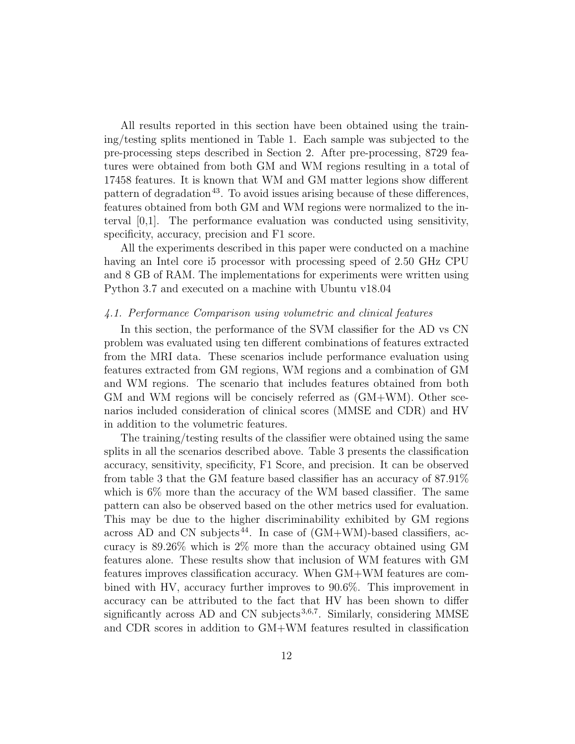All results reported in this section have been obtained using the training/testing splits mentioned in Table 1. Each sample was subjected to the pre-processing steps described in Section 2. After pre-processing, 8729 features were obtained from both GM and WM regions resulting in a total of 17458 features. It is known that WM and GM matter legions show different pattern of degradation[43]. To avoid issues arising because of these differences, features obtained from both GM and WM regions were normalized to the interval [0,1]. The performance evaluation was conducted using sensitivity, specificity, accuracy, precision and F1 score.

All the experiments described in this paper were conducted on a machine having an Intel core i5 processor with processing speed of 2.50 GHz CPU and 8 GB of RAM. The implementations for experiments were written using Python 3.7 and executed on a machine with Ubuntu v18.04

### *4.1. Performance Comparison using volumetric and clinical features*

In this section, the performance of the SVM classifier for the AD vs CN problem was evaluated using ten different combinations of features extracted from the MRI data. These scenarios include performance evaluation using features extracted from GM regions, WM regions and a combination of GM and WM regions. The scenario that includes features obtained from both GM and WM regions will be concisely referred as (GM+WM). Other scenarios included consideration of clinical scores (MMSE and CDR) and HV in addition to the volumetric features.

The training/testing results of the classifier were obtained using the same splits in all the scenarios described above. Table 3 presents the classification accuracy, sensitivity, specificity, F1 Score, and precision. It can be observed from table 3 that the GM feature based classifier has an accuracy of 87.91% which is 6% more than the accuracy of the WM based classifier. The same pattern can also be observed based on the other metrics used for evaluation. This may be due to the higher discriminability exhibited by GM regions across AD and CN subjects[44]. In case of (GM+WM)-based classifiers, accuracy is 89.26% which is 2% more than the accuracy obtained using GM features alone. These results show that inclusion of WM features with GM features improves classification accuracy. When GM+WM features are combined with HV, accuracy further improves to 90.6%. This improvement in accuracy can be attributed to the fact that HV has been shown to differ significantly across AD and CN subjects[3,6,7]. Similarly, considering MMSE and CDR scores in addition to GM+WM features resulted in classification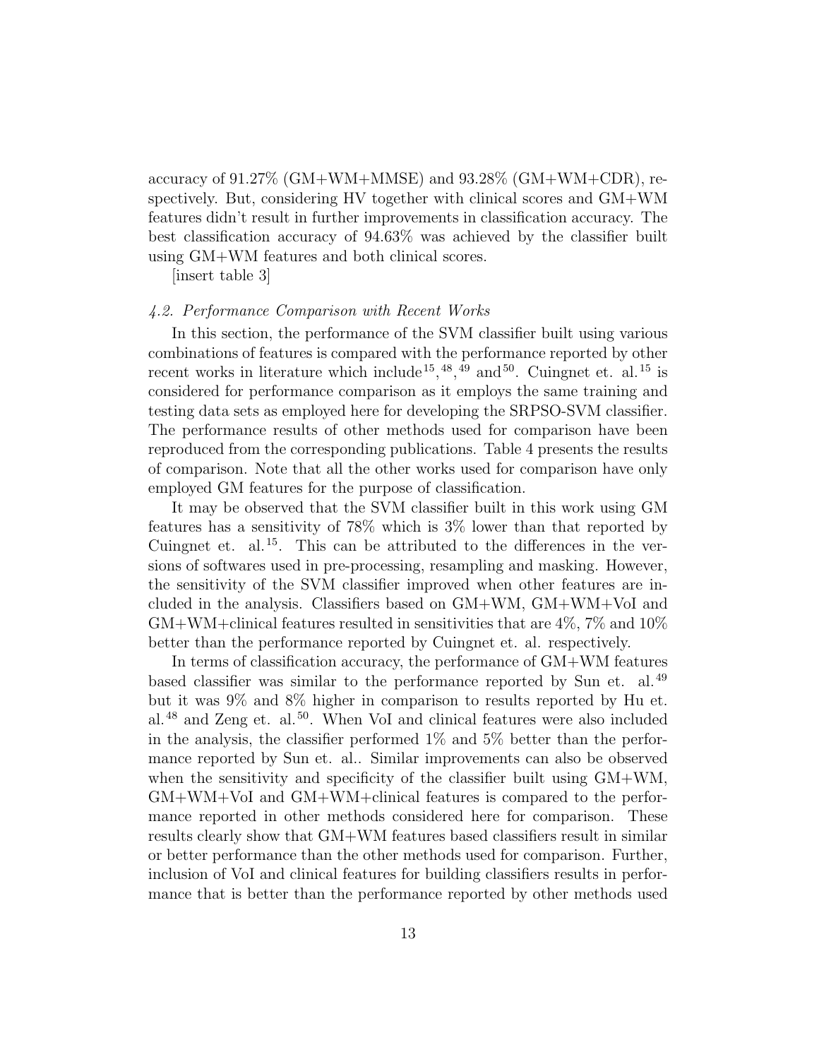accuracy of 91.27% (GM+WM+MMSE) and 93.28% (GM+WM+CDR), respectively. But, considering HV together with clinical scores and GM+WM features didn't result in further improvements in classification accuracy. The best classification accuracy of 94.63% was achieved by the classifier built using GM+WM features and both clinical scores.

[insert table 3]

### *4.2. Performance Comparison with Recent Works*

In this section, the performance of the SVM classifier built using various combinations of features is compared with the performance reported by other recent works in literature which include[15], [48], [49] and[50]. Cuingnet et. al.[15] is considered for performance comparison as it employs the same training and testing data sets as employed here for developing the SRPSO-SVM classifier. The performance results of other methods used for comparison have been reproduced from the corresponding publications. Table 4 presents the results of comparison. Note that all the other works used for comparison have only employed GM features for the purpose of classification.

It may be observed that the SVM classifier built in this work using GM features has a sensitivity of 78% which is 3% lower than that reported by Cuingnet et. al.[15]. This can be attributed to the differences in the versions of softwares used in pre-processing, resampling and masking. However, the sensitivity of the SVM classifier improved when other features are included in the analysis. Classifiers based on GM+WM, GM+WM+VoI and GM+WM+clinical features resulted in sensitivities that are 4%, 7% and 10% better than the performance reported by Cuingnet et. al. respectively.

In terms of classification accuracy, the performance of GM+WM features based classifier was similar to the performance reported by Sun et. al.[49] but it was 9% and 8% higher in comparison to results reported by Hu et. al.[48] and Zeng et. al.[50]. When VoI and clinical features were also included in the analysis, the classifier performed 1% and 5% better than the performance reported by Sun et. al.. Similar improvements can also be observed when the sensitivity and specificity of the classifier built using GM+WM, GM+WM+VoI and GM+WM+clinical features is compared to the performance reported in other methods considered here for comparison. These results clearly show that GM+WM features based classifiers result in similar or better performance than the other methods used for comparison. Further, inclusion of VoI and clinical features for building classifiers results in performance that is better than the performance reported by other methods used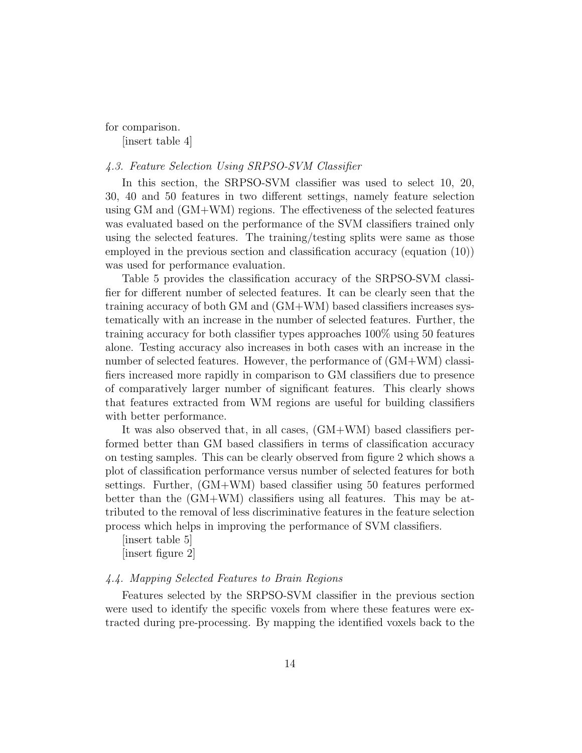for comparison.

[insert table 4]

### *4.3. Feature Selection Using SRPSO-SVM Classifier*

In this section, the SRPSO-SVM classifier was used to select 10, 20, 30, 40 and 50 features in two different settings, namely feature selection using GM and (GM+WM) regions. The effectiveness of the selected features was evaluated based on the performance of the SVM classifiers trained only using the selected features. The training/testing splits were same as those employed in the previous section and classification accuracy (equation (10)) was used for performance evaluation.

Table 5 provides the classification accuracy of the SRPSO-SVM classifier for different number of selected features. It can be clearly seen that the training accuracy of both GM and (GM+WM) based classifiers increases systematically with an increase in the number of selected features. Further, the training accuracy for both classifier types approaches 100% using 50 features alone. Testing accuracy also increases in both cases with an increase in the number of selected features. However, the performance of (GM+WM) classifiers increased more rapidly in comparison to GM classifiers due to presence of comparatively larger number of significant features. This clearly shows that features extracted from WM regions are useful for building classifiers with better performance.

It was also observed that, in all cases, (GM+WM) based classifiers performed better than GM based classifiers in terms of classification accuracy on testing samples. This can be clearly observed from figure 2 which shows a plot of classification performance versus number of selected features for both settings. Further, (GM+WM) based classifier using 50 features performed better than the (GM+WM) classifiers using all features. This may be attributed to the removal of less discriminative features in the feature selection process which helps in improving the performance of SVM classifiers.

[insert table 5]

[insert figure 2]

### *4.4. Mapping Selected Features to Brain Regions*

Features selected by the SRPSO-SVM classifier in the previous section were used to identify the specific voxels from where these features were extracted during pre-processing. By mapping the identified voxels back to the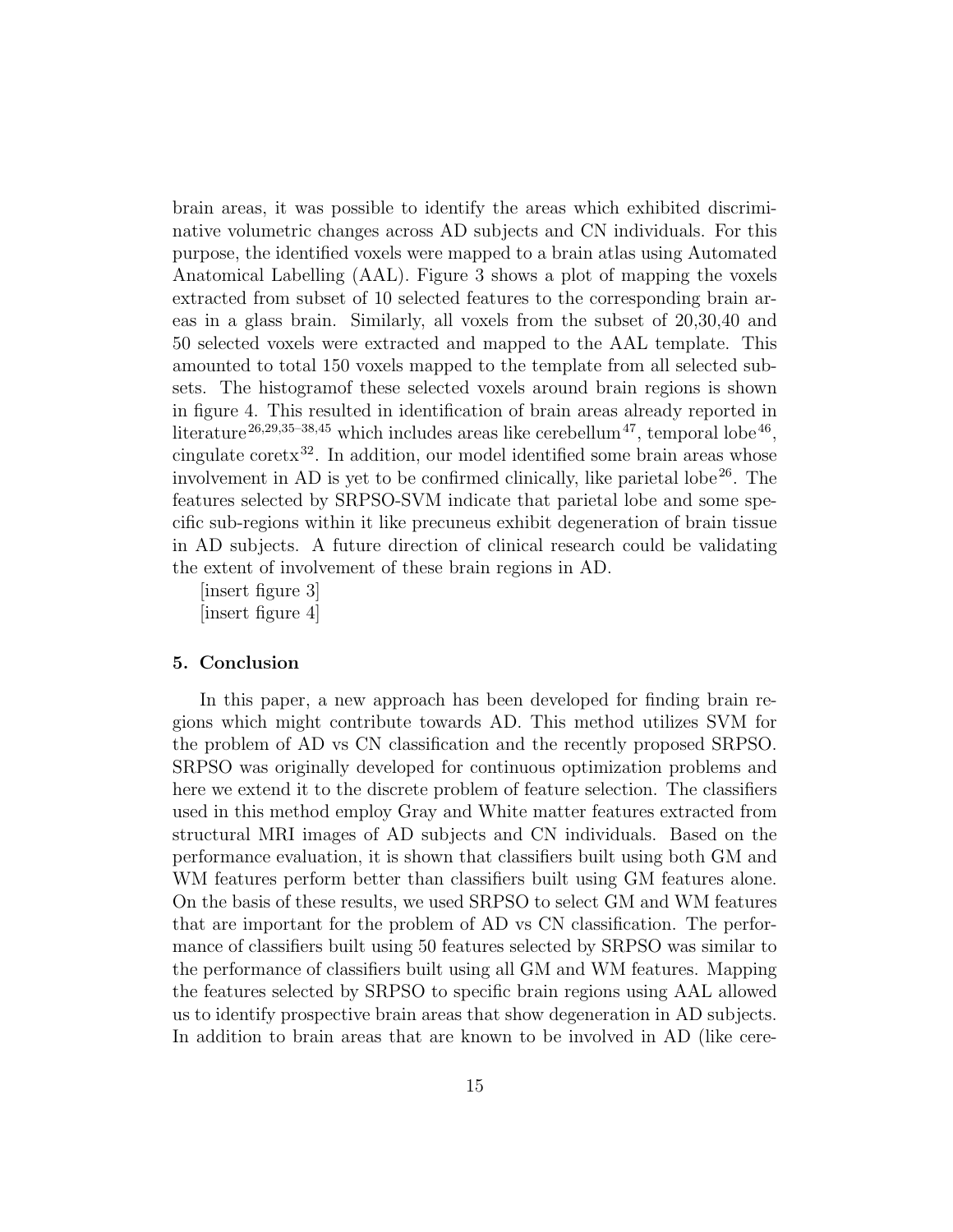brain areas, it was possible to identify the areas which exhibited discriminative volumetric changes across AD subjects and CN individuals. For this purpose, the identified voxels were mapped to a brain atlas using Automated Anatomical Labelling (AAL). Figure 3 shows a plot of mapping the voxels extracted from subset of 10 selected features to the corresponding brain areas in a glass brain. Similarly, all voxels from the subset of 20,30,40 and 50 selected voxels were extracted and mapped to the AAL template. This amounted to total 150 voxels mapped to the template from all selected subsets. The histogramof these selected voxels around brain regions is shown in figure 4. This resulted in identification of brain areas already reported in literature[26,29,35–38,45] which includes areas like cerebellum[47], temporal lobe[46], cingulate coretx[32]. In addition, our model identified some brain areas whose involvement in AD is yet to be confirmed clinically, like parietal lobe[26]. The features selected by SRPSO-SVM indicate that parietal lobe and some specific sub-regions within it like precuneus exhibit degeneration of brain tissue in AD subjects. A future direction of clinical research could be validating the extent of involvement of these brain regions in AD.

[insert figure 3]

[insert figure 4]

## 5. Conclusion

In this paper, a new approach has been developed for finding brain regions which might contribute towards AD. This method utilizes SVM for the problem of AD vs CN classification and the recently proposed SRPSO. SRPSO was originally developed for continuous optimization problems and here we extend it to the discrete problem of feature selection. The classifiers used in this method employ Gray and White matter features extracted from structural MRI images of AD subjects and CN individuals. Based on the performance evaluation, it is shown that classifiers built using both GM and WM features perform better than classifiers built using GM features alone. On the basis of these results, we used SRPSO to select GM and WM features that are important for the problem of AD vs CN classification. The performance of classifiers built using 50 features selected by SRPSO was similar to the performance of classifiers built using all GM and WM features. Mapping the features selected by SRPSO to specific brain regions using AAL allowed us to identify prospective brain areas that show degeneration in AD subjects. In addition to brain areas that are known to be involved in AD (like cere-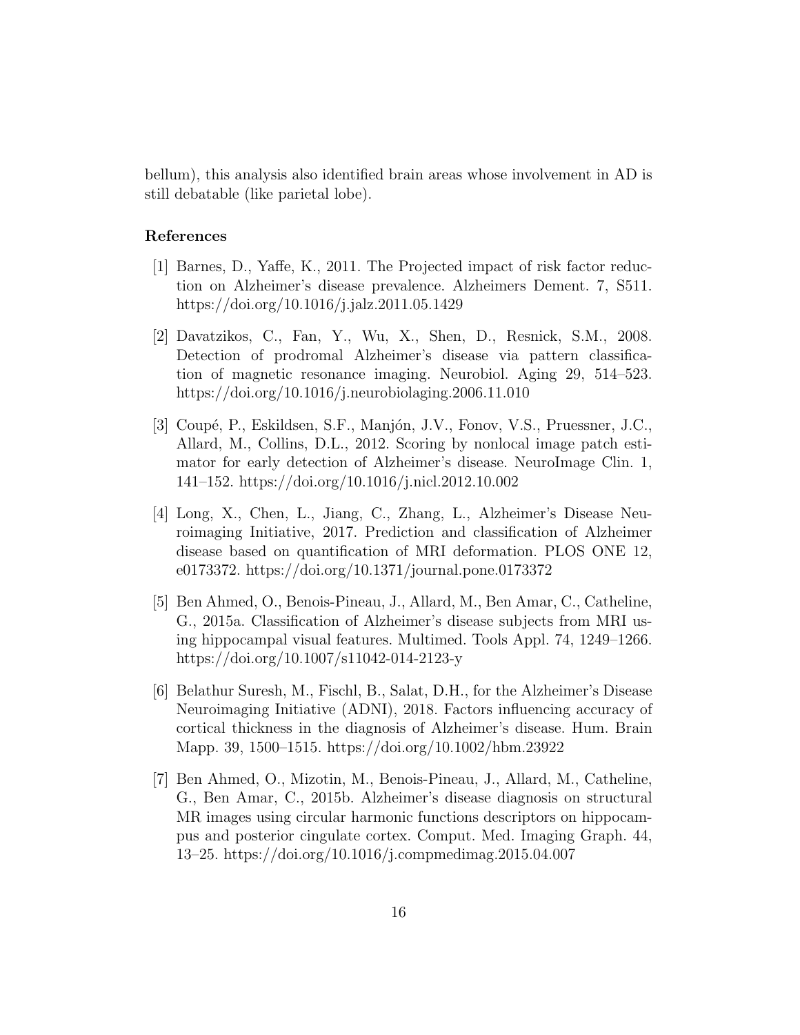bellum), this analysis also identified brain areas whose involvement in AD is still debatable (like parietal lobe).

## References

[1] Barnes, D., Yaffe, K., 2011. The Projected impact of risk factor reduction on Alzheimer's disease prevalence. Alzheimers Dement. 7, S511. https://doi.org/10.1016/j.jalz.2011.05.1429

[2] Davatzikos, C., Fan, Y., Wu, X., Shen, D., Resnick, S.M., 2008. Detection of prodromal Alzheimer's disease via pattern classification of magnetic resonance imaging. Neurobiol. Aging 29, 514–523. https://doi.org/10.1016/j.neurobiolaging.2006.11.010

[3] Coupé, P., Eskildsen, S.F., Manjón, J.V., Fonov, V.S., Pruessner, J.C., Allard, M., Collins, D.L., 2012. Scoring by nonlocal image patch estimator for early detection of Alzheimer's disease. NeuroImage Clin. 1, 141–152. https://doi.org/10.1016/j.nicl.2012.10.002

[4] Long, X., Chen, L., Jiang, C., Zhang, L., Alzheimer's Disease Neuroimaging Initiative, 2017. Prediction and classification of Alzheimer disease based on quantification of MRI deformation. PLOS ONE 12, e0173372. https://doi.org/10.1371/journal.pone.0173372

[5] Ben Ahmed, O., Benois-Pineau, J., Allard, M., Ben Amar, C., Catheline, G., 2015a. Classification of Alzheimer's disease subjects from MRI using hippocampal visual features. Multimed. Tools Appl. 74, 1249–1266. https://doi.org/10.1007/s11042-014-2123-y

[6] Belathur Suresh, M., Fischl, B., Salat, D.H., for the Alzheimer's Disease Neuroimaging Initiative (ADNI), 2018. Factors influencing accuracy of cortical thickness in the diagnosis of Alzheimer's disease. Hum. Brain Mapp. 39, 1500–1515. https://doi.org/10.1002/hbm.23922

[7] Ben Ahmed, O., Mizotin, M., Benois-Pineau, J., Allard, M., Catheline, G., Ben Amar, C., 2015b. Alzheimer's disease diagnosis on structural MR images using circular harmonic functions descriptors on hippocampus and posterior cingulate cortex. Comput. Med. Imaging Graph. 44, 13–25. https://doi.org/10.1016/j.compmedimag.2015.04.007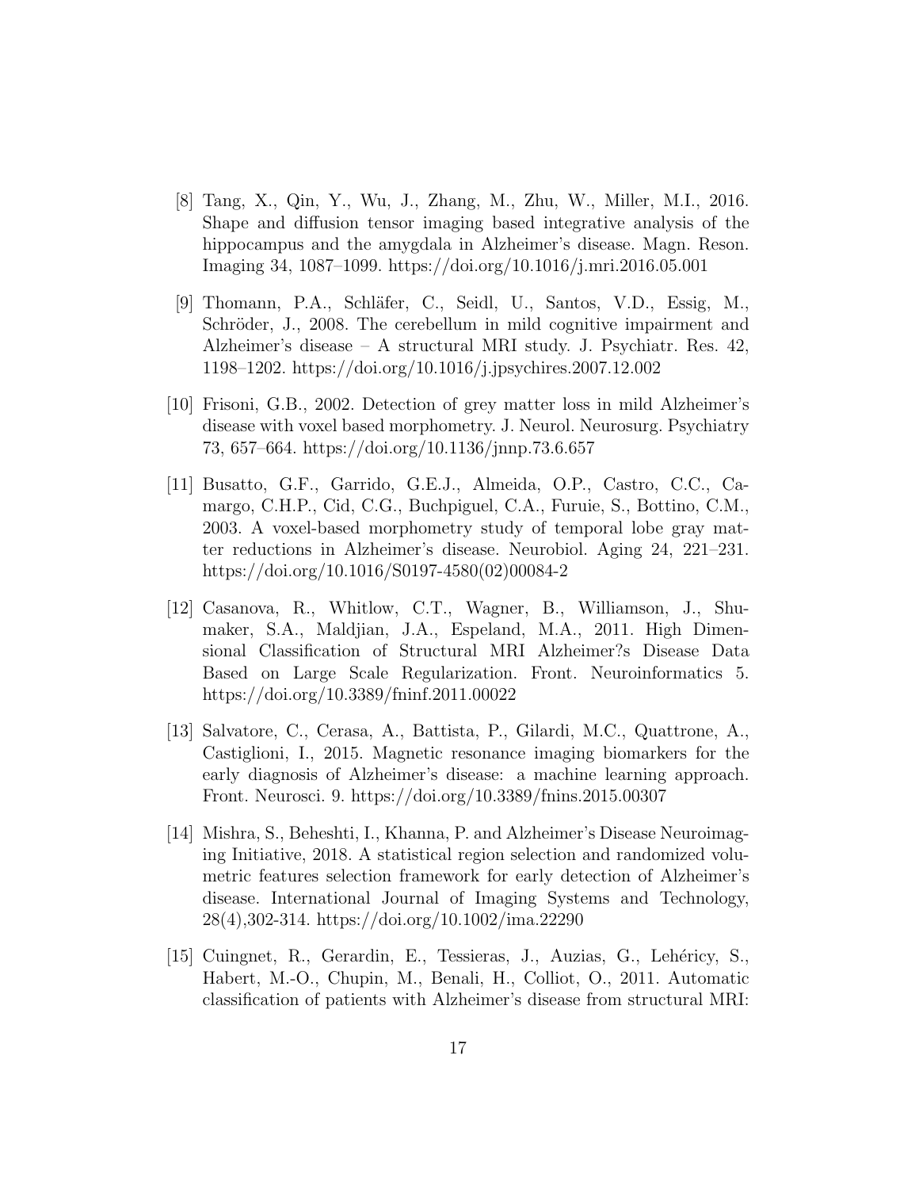[8] Tang, X., Qin, Y., Wu, J., Zhang, M., Zhu, W., Miller, M.I., 2016. Shape and diffusion tensor imaging based integrative analysis of the hippocampus and the amygdala in Alzheimer's disease. Magn. Reson. Imaging 34, 1087–1099. https://doi.org/10.1016/j.mri.2016.05.001

[9] Thomann, P.A., Schläfer, C., Seidl, U., Santos, V.D., Essig, M., Schröder, J., 2008. The cerebellum in mild cognitive impairment and Alzheimer's disease – A structural MRI study. J. Psychiatr. Res. 42, 1198–1202. https://doi.org/10.1016/j.jpsychires.2007.12.002

[10] Frisoni, G.B., 2002. Detection of grey matter loss in mild Alzheimer's disease with voxel based morphometry. J. Neurol. Neurosurg. Psychiatry 73, 657–664. https://doi.org/10.1136/jnnp.73.6.657

[11] Busatto, G.F., Garrido, G.E.J., Almeida, O.P., Castro, C.C., Camargo, C.H.P., Cid, C.G., Buchpiguel, C.A., Furuie, S., Bottino, C.M., 2003. A voxel-based morphometry study of temporal lobe gray matter reductions in Alzheimer's disease. Neurobiol. Aging 24, 221–231. https://doi.org/10.1016/S0197-4580(02)00084-2

[12] Casanova, R., Whitlow, C.T., Wagner, B., Williamson, J., Shumaker, S.A., Maldjian, J.A., Espeland, M.A., 2011. High Dimensional Classification of Structural MRI Alzheimer?s Disease Data Based on Large Scale Regularization. Front. Neuroinformatics 5. https://doi.org/10.3389/fninf.2011.00022

[13] Salvatore, C., Cerasa, A., Battista, P., Gilardi, M.C., Quattrone, A., Castiglioni, I., 2015. Magnetic resonance imaging biomarkers for the early diagnosis of Alzheimer's disease: a machine learning approach. Front. Neurosci. 9. https://doi.org/10.3389/fnins.2015.00307

[14] Mishra, S., Beheshti, I., Khanna, P. and Alzheimer's Disease Neuroimaging Initiative, 2018. A statistical region selection and randomized volumetric features selection framework for early detection of Alzheimer's disease. International Journal of Imaging Systems and Technology, 28(4),302-314. https://doi.org/10.1002/ima.22290

[15] Cuingnet, R., Gerardin, E., Tessieras, J., Auzias, G., Lehéricy, S., Habert, M.-O., Chupin, M., Benali, H., Colliot, O., 2011. Automatic classification of patients with Alzheimer's disease from structural MRI: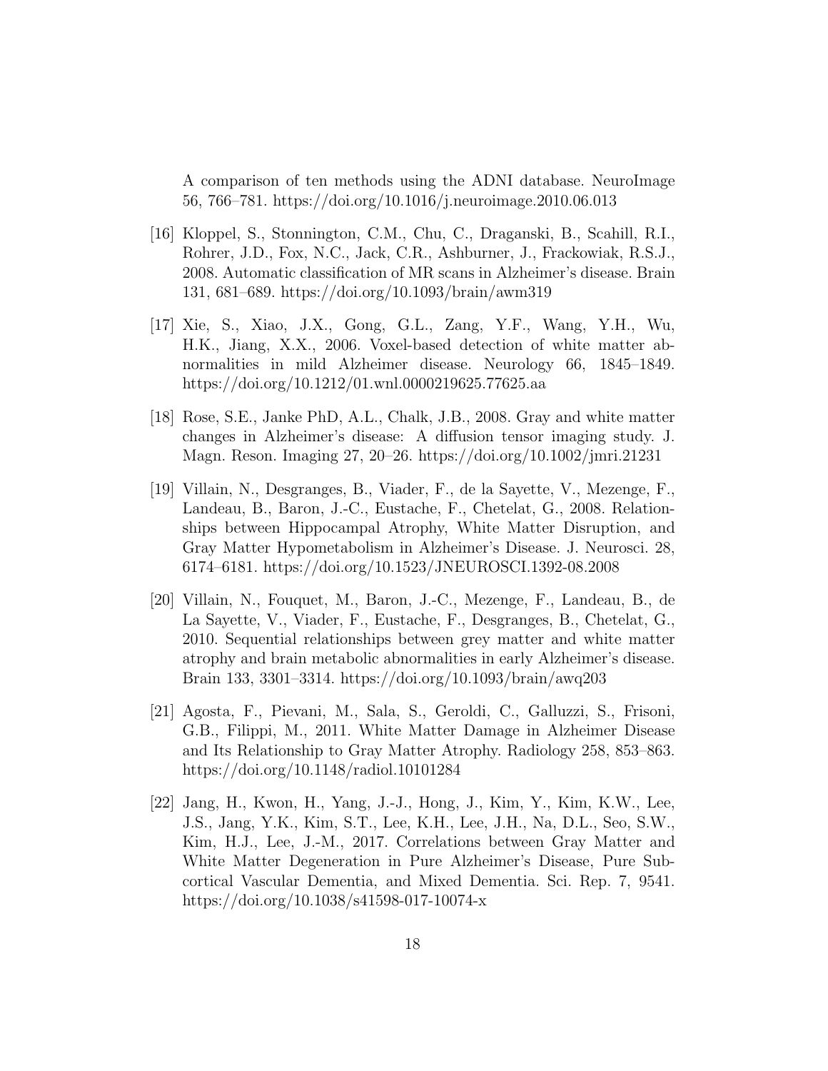A comparison of ten methods using the ADNI database. NeuroImage 56, 766–781. https://doi.org/10.1016/j.neuroimage.2010.06.013

[16] Kloppel, S., Stonnington, C.M., Chu, C., Draganski, B., Scahill, R.I., Rohrer, J.D., Fox, N.C., Jack, C.R., Ashburner, J., Frackowiak, R.S.J., 2008. Automatic classification of MR scans in Alzheimer's disease. Brain 131, 681–689. https://doi.org/10.1093/brain/awm319

[17] Xie, S., Xiao, J.X., Gong, G.L., Zang, Y.F., Wang, Y.H., Wu, H.K., Jiang, X.X., 2006. Voxel-based detection of white matter abnormalities in mild Alzheimer disease. Neurology 66, 1845–1849. https://doi.org/10.1212/01.wnl.0000219625.77625.aa

[18] Rose, S.E., Janke PhD, A.L., Chalk, J.B., 2008. Gray and white matter changes in Alzheimer's disease: A diffusion tensor imaging study. J. Magn. Reson. Imaging 27, 20–26. https://doi.org/10.1002/jmri.21231

[19] Villain, N., Desgranges, B., Viader, F., de la Sayette, V., Mezenge, F., Landeau, B., Baron, J.-C., Eustache, F., Chetelat, G., 2008. Relationships between Hippocampal Atrophy, White Matter Disruption, and Gray Matter Hypometabolism in Alzheimer's Disease. J. Neurosci. 28, 6174–6181. https://doi.org/10.1523/JNEUROSCI.1392-08.2008

[20] Villain, N., Fouquet, M., Baron, J.-C., Mezenge, F., Landeau, B., de La Sayette, V., Viader, F., Eustache, F., Desgranges, B., Chetelat, G., 2010. Sequential relationships between grey matter and white matter atrophy and brain metabolic abnormalities in early Alzheimer's disease. Brain 133, 3301–3314. https://doi.org/10.1093/brain/awq203

[21] Agosta, F., Pievani, M., Sala, S., Geroldi, C., Galluzzi, S., Frisoni, G.B., Filippi, M., 2011. White Matter Damage in Alzheimer Disease and Its Relationship to Gray Matter Atrophy. Radiology 258, 853–863. https://doi.org/10.1148/radiol.10101284

[22] Jang, H., Kwon, H., Yang, J.-J., Hong, J., Kim, Y., Kim, K.W., Lee, J.S., Jang, Y.K., Kim, S.T., Lee, K.H., Lee, J.H., Na, D.L., Seo, S.W., Kim, H.J., Lee, J.-M., 2017. Correlations between Gray Matter and White Matter Degeneration in Pure Alzheimer's Disease, Pure Subcortical Vascular Dementia, and Mixed Dementia. Sci. Rep. 7, 9541. https://doi.org/10.1038/s41598-017-10074-x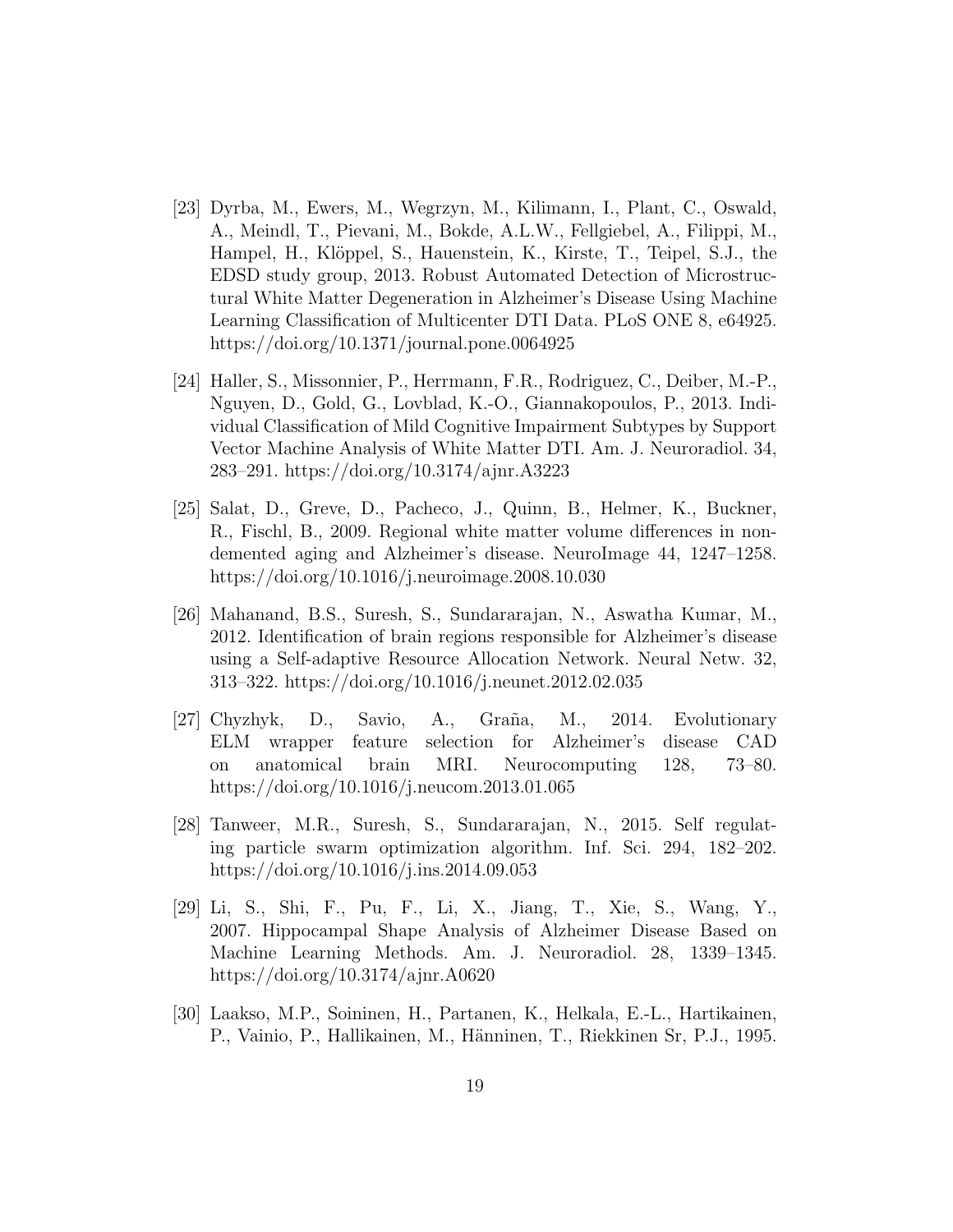[23] Dyrba, M., Ewers, M., Wegrzyn, M., Kilimann, I., Plant, C., Oswald, A., Meindl, T., Pievani, M., Bokde, A.L.W., Fellgiebel, A., Filippi, M., Hampel, H., Klöppel, S., Hauenstein, K., Kirste, T., Teipel, S.J., the EDSD study group, 2013. Robust Automated Detection of Microstructural White Matter Degeneration in Alzheimer's Disease Using Machine Learning Classification of Multicenter DTI Data. PLoS ONE 8, e64925. https://doi.org/10.1371/journal.pone.0064925

[24] Haller, S., Missonnier, P., Herrmann, F.R., Rodriguez, C., Deiber, M.-P., Nguyen, D., Gold, G., Lovblad, K.-O., Giannakopoulos, P., 2013. Individual Classification of Mild Cognitive Impairment Subtypes by Support Vector Machine Analysis of White Matter DTI. Am. J. Neuroradiol. 34, 283–291. https://doi.org/10.3174/ajnr.A3223

[25] Salat, D., Greve, D., Pacheco, J., Quinn, B., Helmer, K., Buckner, R., Fischl, B., 2009. Regional white matter volume differences in nondemented aging and Alzheimer's disease. NeuroImage 44, 1247–1258. https://doi.org/10.1016/j.neuroimage.2008.10.030

[26] Mahanand, B.S., Suresh, S., Sundararajan, N., Aswatha Kumar, M., 2012. Identification of brain regions responsible for Alzheimer's disease using a Self-adaptive Resource Allocation Network. Neural Netw. 32, 313–322. https://doi.org/10.1016/j.neunet.2012.02.035

[27] Chyzhyk, D., Savio, A., Graña, M., 2014. Evolutionary ELM wrapper feature selection for Alzheimer's disease CAD on anatomical brain MRI. Neurocomputing 128, 73–80. https://doi.org/10.1016/j.neucom.2013.01.065

[28] Tanweer, M.R., Suresh, S., Sundararajan, N., 2015. Self regulating particle swarm optimization algorithm. Inf. Sci. 294, 182–202. https://doi.org/10.1016/j.ins.2014.09.053

[29] Li, S., Shi, F., Pu, F., Li, X., Jiang, T., Xie, S., Wang, Y., 2007. Hippocampal Shape Analysis of Alzheimer Disease Based on Machine Learning Methods. Am. J. Neuroradiol. 28, 1339–1345. https://doi.org/10.3174/ajnr.A0620

[30] Laakso, M.P., Soininen, H., Partanen, K., Helkala, E.-L., Hartikainen, P., Vainio, P., Hallikainen, M., Hänninen, T., Riekkinen Sr, P.J., 1995.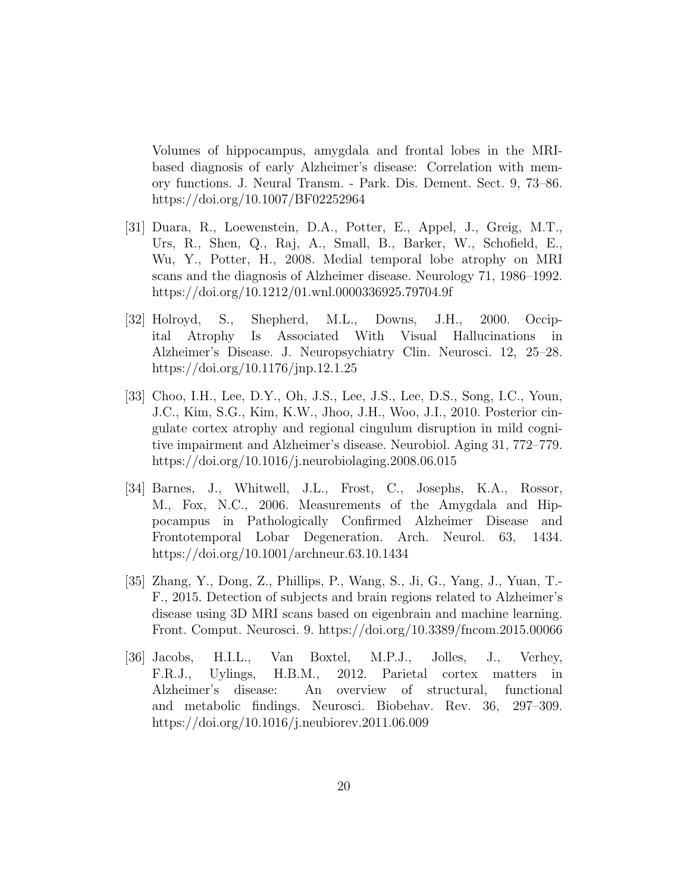Volumes of hippocampus, amygdala and frontal lobes in the MRI-based diagnosis of early Alzheimer's disease: Correlation with memory functions. J. Neural Transm. - Park. Dis. Dement. Sect. 9, 73–86. https://doi.org/10.1007/BF02252964

[31] Duara, R., Loewenstein, D.A., Potter, E., Appel, J., Greig, M.T., Urs, R., Shen, Q., Raj, A., Small, B., Barker, W., Schofield, E., Wu, Y., Potter, H., 2008. Medial temporal lobe atrophy on MRI scans and the diagnosis of Alzheimer disease. Neurology 71, 1986–1992. https://doi.org/10.1212/01.wnl.0000336925.79704.9f

[32] Holroyd, S., Shepherd, M.L., Downs, J.H., 2000. Occipital Atrophy Is Associated With Visual Hallucinations in Alzheimer's Disease. J. Neuropsychiatry Clin. Neurosci. 12, 25–28. https://doi.org/10.1176/jnp.12.1.25

[33] Choo, I.H., Lee, D.Y., Oh, J.S., Lee, J.S., Lee, D.S., Song, I.C., Youn, J.C., Kim, S.G., Kim, K.W., Jhoo, J.H., Woo, J.I., 2010. Posterior cingulate cortex atrophy and regional cingulum disruption in mild cognitive impairment and Alzheimer's disease. Neurobiol. Aging 31, 772–779. https://doi.org/10.1016/j.neurobiolaging.2008.06.015

[34] Barnes, J., Whitwell, J.L., Frost, C., Josephs, K.A., Rossor, M., Fox, N.C., 2006. Measurements of the Amygdala and Hippocampus in Pathologically Confirmed Alzheimer Disease and Frontotemporal Lobar Degeneration. Arch. Neurol. 63, 1434. https://doi.org/10.1001/archneur.63.10.1434

[35] Zhang, Y., Dong, Z., Phillips, P., Wang, S., Ji, G., Yang, J., Yuan, T.-F., 2015. Detection of subjects and brain regions related to Alzheimer's disease using 3D MRI scans based on eigenbrain and machine learning. Front. Comput. Neurosci. 9. https://doi.org/10.3389/fncom.2015.00066

[36] Jacobs, H.I.L., Van Boxtel, M.P.J., Jolles, J., Verhey, F.R.J., Uylings, H.B.M., 2012. Parietal cortex matters in Alzheimer's disease: An overview of structural, functional and metabolic findings. Neurosci. Biobehav. Rev. 36, 297–309. https://doi.org/10.1016/j.neubiorev.2011.06.009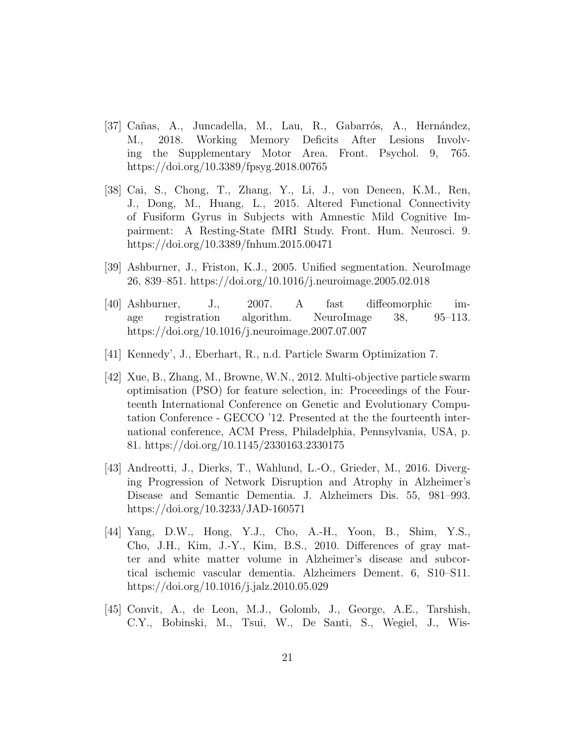[37] Cañas, A., Juncadella, M., Lau, R., Gabarrós, A., Hernández, M., 2018. Working Memory Deficits After Lesions Involving the Supplementary Motor Area. Front. Psychol. 9, 765. https://doi.org/10.3389/fpsyg.2018.00765

[38] Cai, S., Chong, T., Zhang, Y., Li, J., von Deneen, K.M., Ren, J., Dong, M., Huang, L., 2015. Altered Functional Connectivity of Fusiform Gyrus in Subjects with Amnestic Mild Cognitive Impairment: A Resting-State fMRI Study. Front. Hum. Neurosci. 9. https://doi.org/10.3389/fnhum.2015.00471

[39] Ashburner, J., Friston, K.J., 2005. Unified segmentation. NeuroImage 26, 839–851. https://doi.org/10.1016/j.neuroimage.2005.02.018

[40] Ashburner, J., 2007. A fast diffeomorphic image registration algorithm. NeuroImage 38, 95–113. https://doi.org/10.1016/j.neuroimage.2007.07.007

[41] Kennedy', J., Eberhart, R., n.d. Particle Swarm Optimization 7.

[42] Xue, B., Zhang, M., Browne, W.N., 2012. Multi-objective particle swarm optimisation (PSO) for feature selection, in: Proceedings of the Fourteenth International Conference on Genetic and Evolutionary Computation Conference - GECCO '12. Presented at the the fourteenth international conference, ACM Press, Philadelphia, Pennsylvania, USA, p. 81. https://doi.org/10.1145/2330163.2330175

[43] Andreotti, J., Dierks, T., Wahlund, L.-O., Grieder, M., 2016. Diverging Progression of Network Disruption and Atrophy in Alzheimer's Disease and Semantic Dementia. J. Alzheimers Dis. 55, 981–993. https://doi.org/10.3233/JAD-160571

[44] Yang, D.W., Hong, Y.J., Cho, A.-H., Yoon, B., Shim, Y.S., Cho, J.H., Kim, J.-Y., Kim, B.S., 2010. Differences of gray matter and white matter volume in Alzheimer's disease and subcortical ischemic vascular dementia. Alzheimers Dement. 6, S10–S11. https://doi.org/10.1016/j.jalz.2010.05.029

[45] Convit, A., de Leon, M.J., Golomb, J., George, A.E., Tarshish, C.Y., Bobinski, M., Tsui, W., De Santi, S., Wegiel, J., Wis-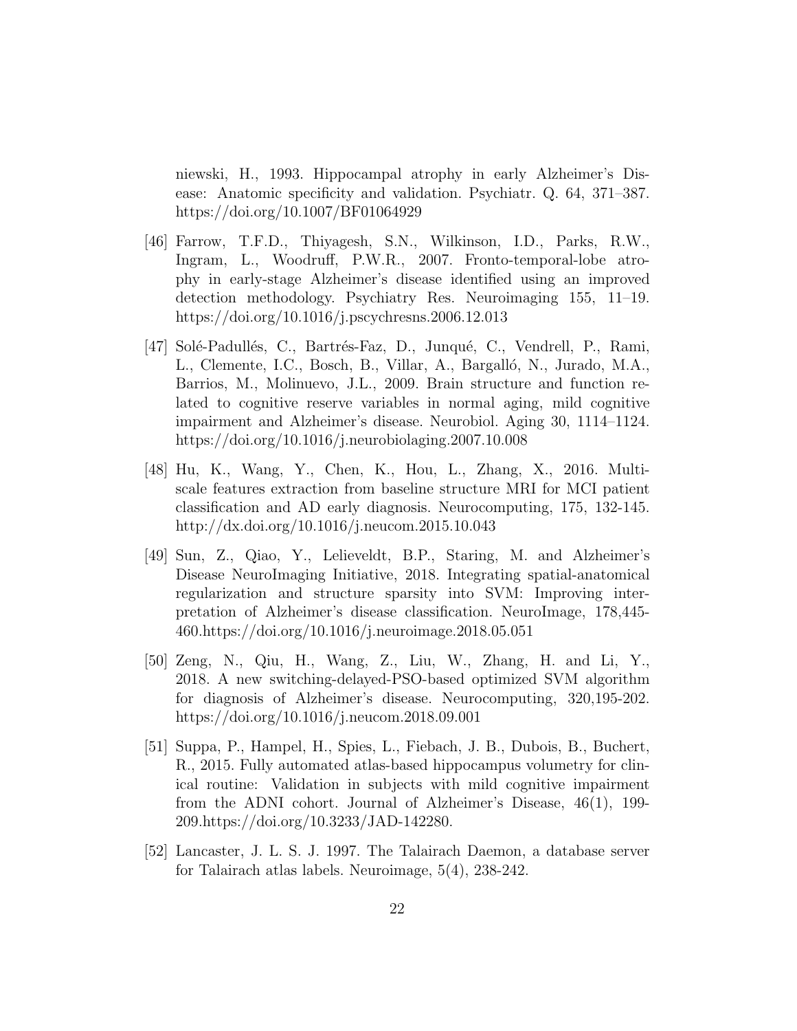niewski, H., 1993. Hippocampal atrophy in early Alzheimer's Disease: Anatomic specificity and validation. Psychiatr. Q. 64, 371–387. https://doi.org/10.1007/BF01064929

[46] Farrow, T.F.D., Thiyagesh, S.N., Wilkinson, I.D., Parks, R.W., Ingram, L., Woodruff, P.W.R., 2007. Fronto-temporal-lobe atrophy in early-stage Alzheimer's disease identified using an improved detection methodology. Psychiatry Res. Neuroimaging 155, 11–19. https://doi.org/10.1016/j.pscychresns.2006.12.013

[47] Solé-Padullés, C., Bartrés-Faz, D., Junqué, C., Vendrell, P., Rami, L., Clemente, I.C., Bosch, B., Villar, A., Bargalló, N., Jurado, M.A., Barrios, M., Molinuevo, J.L., 2009. Brain structure and function related to cognitive reserve variables in normal aging, mild cognitive impairment and Alzheimer's disease. Neurobiol. Aging 30, 1114–1124. https://doi.org/10.1016/j.neurobiolaging.2007.10.008

[48] Hu, K., Wang, Y., Chen, K., Hou, L., Zhang, X., 2016. Multi-scale features extraction from baseline structure MRI for MCI patient classification and AD early diagnosis. Neurocomputing, 175, 132-145. http://dx.doi.org/10.1016/j.neucom.2015.10.043

[49] Sun, Z., Qiao, Y., Lelieveldt, B.P., Staring, M. and Alzheimer's Disease NeuroImaging Initiative, 2018. Integrating spatial-anatomical regularization and structure sparsity into SVM: Improving interpretation of Alzheimer's disease classification. NeuroImage, 178,445-460.https://doi.org/10.1016/j.neuroimage.2018.05.051

[50] Zeng, N., Qiu, H., Wang, Z., Liu, W., Zhang, H. and Li, Y., 2018. A new switching-delayed-PSO-based optimized SVM algorithm for diagnosis of Alzheimer's disease. Neurocomputing, 320,195-202. https://doi.org/10.1016/j.neucom.2018.09.001

[51] Suppa, P., Hampel, H., Spies, L., Fiebach, J. B., Dubois, B., Buchert, R., 2015. Fully automated atlas-based hippocampus volumetry for clinical routine: Validation in subjects with mild cognitive impairment from the ADNI cohort. Journal of Alzheimer's Disease, 46(1), 199-209.https://doi.org/10.3233/JAD-142280.

[52] Lancaster, J. L. S. J. 1997. The Talairach Daemon, a database server for Talairach atlas labels. Neuroimage, 5(4), 238-242.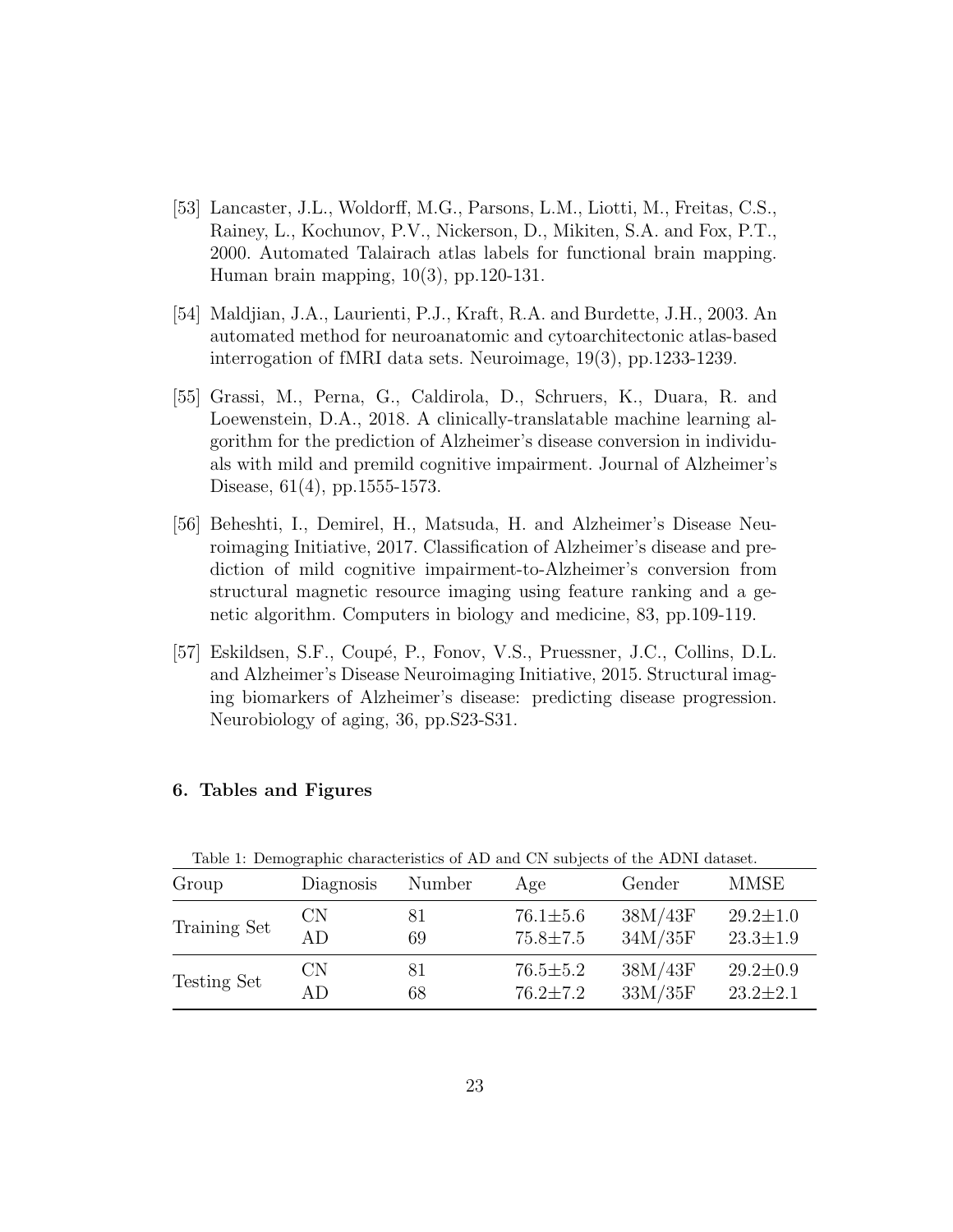[53] Lancaster, J.L., Woldorff, M.G., Parsons, L.M., Liotti, M., Freitas, C.S., Rainey, L., Kochunov, P.V., Nickerson, D., Mikiten, S.A. and Fox, P.T., 2000. Automated Talairach atlas labels for functional brain mapping. Human brain mapping, 10(3), pp.120-131.

[54] Maldjian, J.A., Laurienti, P.J., Kraft, R.A. and Burdette, J.H., 2003. An automated method for neuroanatomic and cytoarchitectonic atlas-based interrogation of fMRI data sets. Neuroimage, 19(3), pp.1233-1239.

[55] Grassi, M., Perna, G., Caldirola, D., Schruers, K., Duara, R. and Loewenstein, D.A., 2018. A clinically-translatable machine learning algorithm for the prediction of Alzheimer's disease conversion in individuals with mild and premild cognitive impairment. Journal of Alzheimer's Disease, 61(4), pp.1555-1573.

[56] Beheshti, I., Demirel, H., Matsuda, H. and Alzheimer's Disease Neuroimaging Initiative, 2017. Classification of Alzheimer's disease and prediction of mild cognitive impairment-to-Alzheimer's conversion from structural magnetic resource imaging using feature ranking and a genetic algorithm. Computers in biology and medicine, 83, pp.109-119.

[57] Eskildsen, S.F., Coupé, P., Fonov, V.S., Pruessner, J.C., Collins, D.L. and Alzheimer's Disease Neuroimaging Initiative, 2015. Structural imaging biomarkers of Alzheimer's disease: predicting disease progression. Neurobiology of aging, 36, pp.S23-S31.

## 6. Tables and Figures

Table 1: Demographic characteristics of AD and CN subjects of the ADNI dataset.

| Group | Diagnosis | Number | Age | Gender | MMSE |
|---|---|---|---|---|---|
| Training Set | CN | 81 | $76.1 \pm 5.6$ | 38M/43F | $29.2 \pm 1.0$ |
| | AD | 69 | $75.8 \pm 7.5$ | 34M/35F | $23.3 \pm 1.9$ |
| Testing Set | CN | 81 | $76.5 \pm 5.2$ | 38M/43F | $29.2 \pm 0.9$ |
| | AD | 68 | $76.2 \pm 7.2$ | 33M/35F | $23.2 \pm 2.1$ |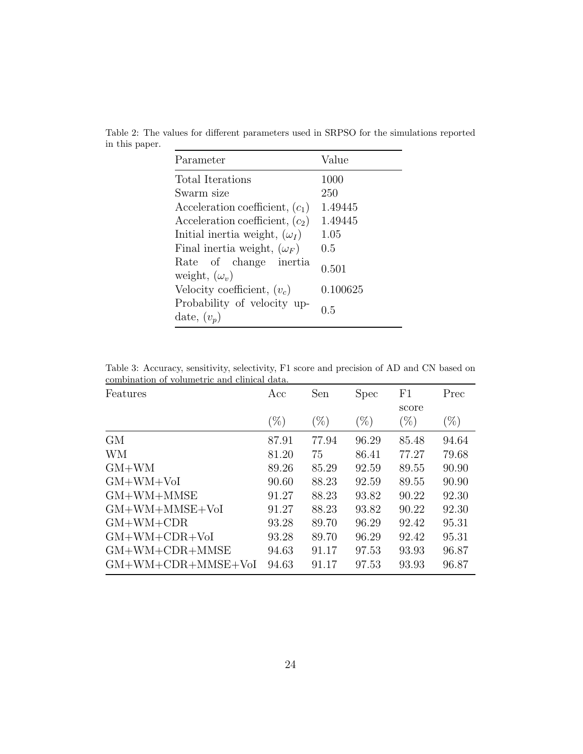Table 2: The values for different parameters used in SRPSO for the simulations reported in this paper.

| Parameter | Value |
| --- | --- |
| Total Iterations | 1000 |
| Swarm size | 250 |
| Acceleration coefficient, ($c_1$) | 1.49445 |
| Acceleration coefficient, ($c_2$) | 1.49445 |
| Initial inertia weight, ($\omega_I$) | 1.05 |
| Final inertia weight, ($\omega_F$) | 0.5 |
| Rate of change inertia weight, ($\omega_v$) | 0.501 |
| Velocity coefficient, ($v_c$) | 0.100625 |
| Probability of velocity update, ($v_p$) | 0.5 |

Table 3: Accuracy, sensitivity, selectivity, F1 score and precision of AD and CN based on combination of volumetric and clinical data.

| Features | Acc (%) | Sen (%) | Spec (%) | F1 score (%) | Prec (%) |
| --- | --- | --- | --- | --- | --- |
| GM | 87.91 | 77.94 | 96.29 | 85.48 | 94.64 |
| WM | 81.20 | 75 | 86.41 | 77.27 | 79.68 |
| GM+WM | 89.26 | 85.29 | 92.59 | 89.55 | 90.90 |
| GM+WM+VoI | 90.60 | 88.23 | 92.59 | 89.55 | 90.90 |
| GM+WM+MMSE | 91.27 | 88.23 | 93.82 | 90.22 | 92.30 |
| GM+WM+MMSE+VoI | 91.27 | 88.23 | 93.82 | 90.22 | 92.30 |
| GM+WM+CDR | 93.28 | 89.70 | 96.29 | 92.42 | 95.31 |
| GM+WM+CDR+VoI | 93.28 | 89.70 | 96.29 | 92.42 | 95.31 |
| GM+WM+CDR+MMSE | 94.63 | 91.17 | 97.53 | 93.93 | 96.87 |
| GM+WM+CDR+MMSE+VoI | 94.63 | 91.17 | 97.53 | 93.93 | 96.87 |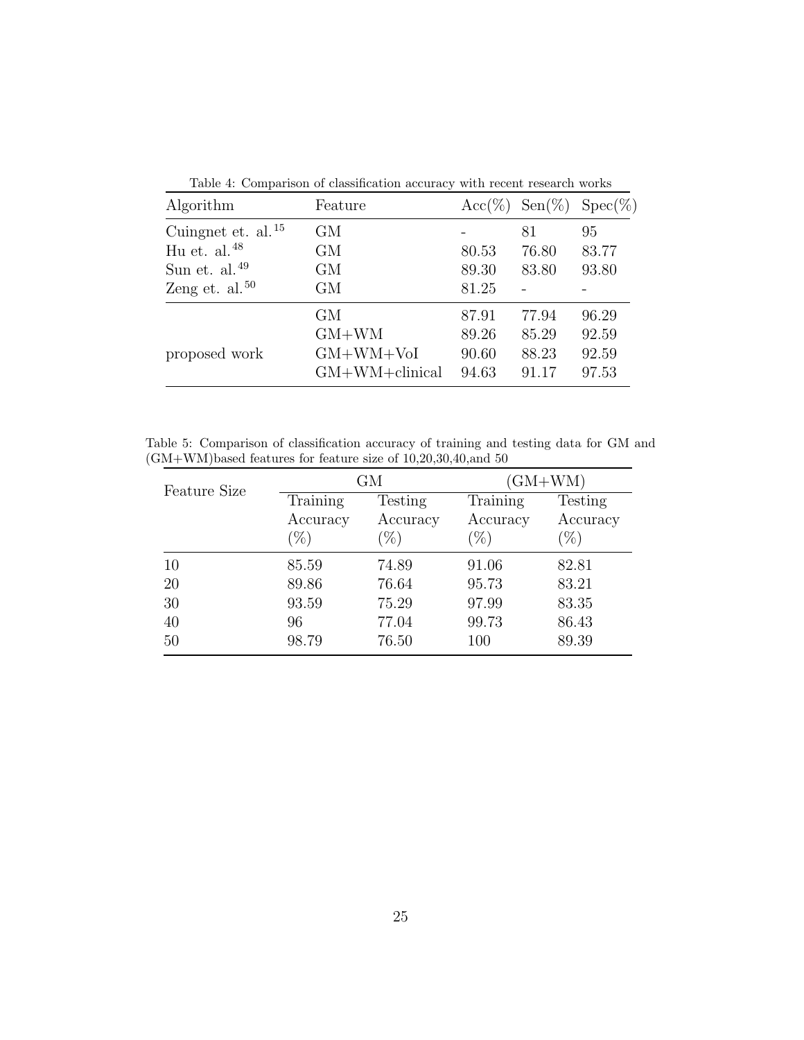Table 4: Comparison of classification accuracy with recent research works

| Algorithm | Feature | Acc(%) | Sen(%) | Spec(%) |
|---|---|---|---|---|
| Cuingnet et. al.[15] | GM | - | 81 | 95 |
| Hu et. al.[48] | GM | 80.53 | 76.80 | 83.77 |
| Sun et. al.[49] | GM | 89.30 | 83.80 | 93.80 |
| Zeng et. al.[50] | GM | 81.25 | - | - |
| proposed work | GM | 87.91 | 77.94 | 96.29 |
| | GM+WM | 89.26 | 85.29 | 92.59 |
| | GM+WM+VoI | 90.60 | 88.23 | 92.59 |
| | GM+WM+clinical | 94.63 | 91.17 | 97.53 |

Table 5: Comparison of classification accuracy of training and testing data for GM and (GM+WM)based features for feature size of 10,20,30,40,and 50

| Feature Size | GM | | (GM+WM) | |
|---|---|---|---|---|
| | Training Accuracy (%) | Testing Accuracy (%) | Training Accuracy (%) | Testing Accuracy (%) |
| 10 | 85.59 | 74.89 | 91.06 | 82.81 |
| 20 | 89.86 | 76.64 | 95.73 | 83.21 |
| 30 | 93.59 | 75.29 | 97.99 | 83.35 |
| 40 | 96 | 77.04 | 99.73 | 86.43 |
| 50 | 98.79 | 76.50 | 100 | 89.39 |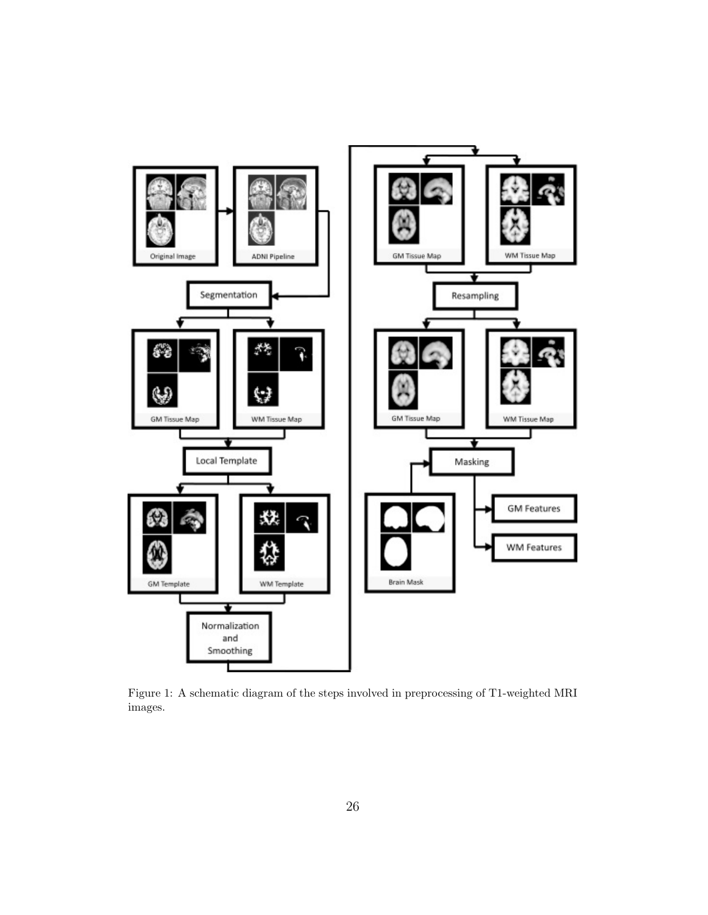Figure 1: A schematic diagram of the steps involved in preprocessing of T1-weighted MRI images.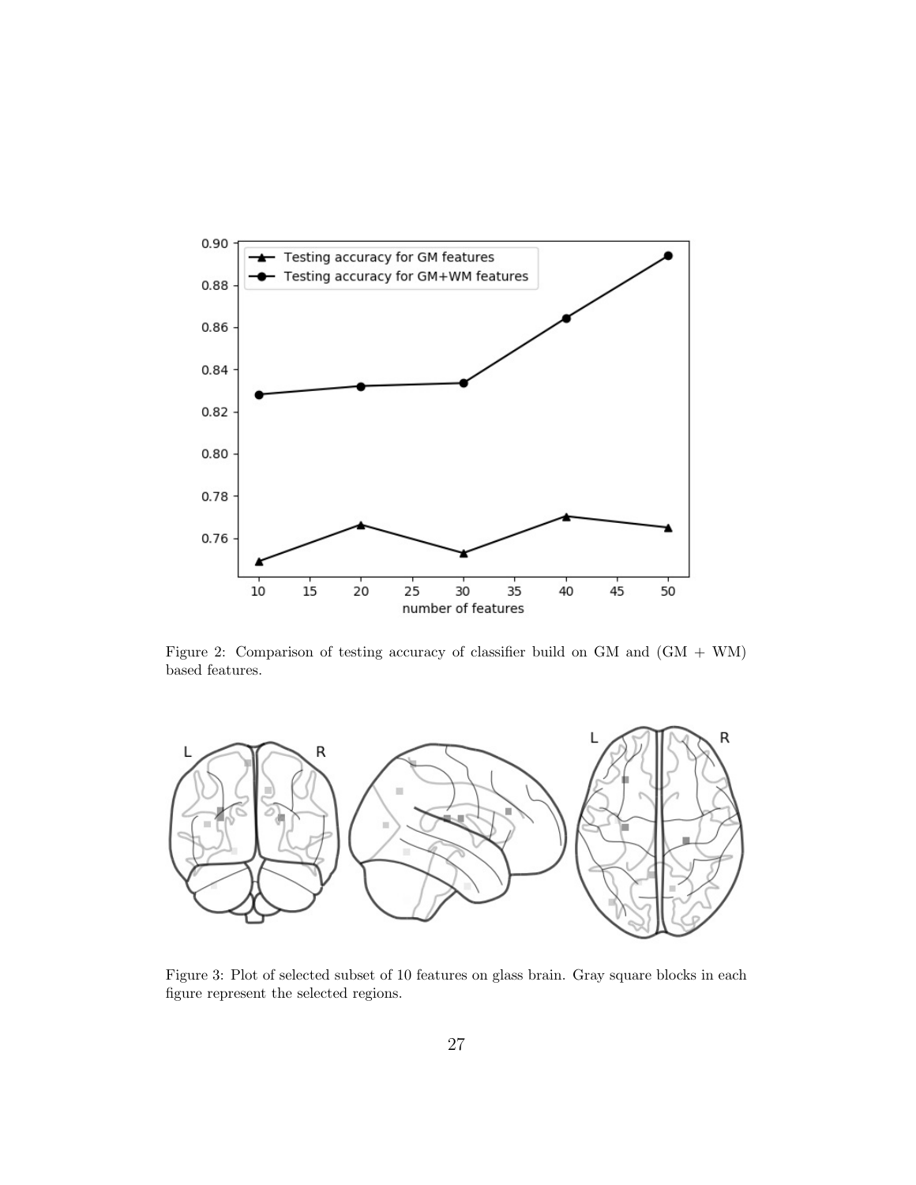Figure 2: Comparison of testing accuracy of classifier build on GM and (GM + WM) based features.

Figure 3: Plot of selected subset of 10 features on glass brain. Gray square blocks in each figure represent the selected regions.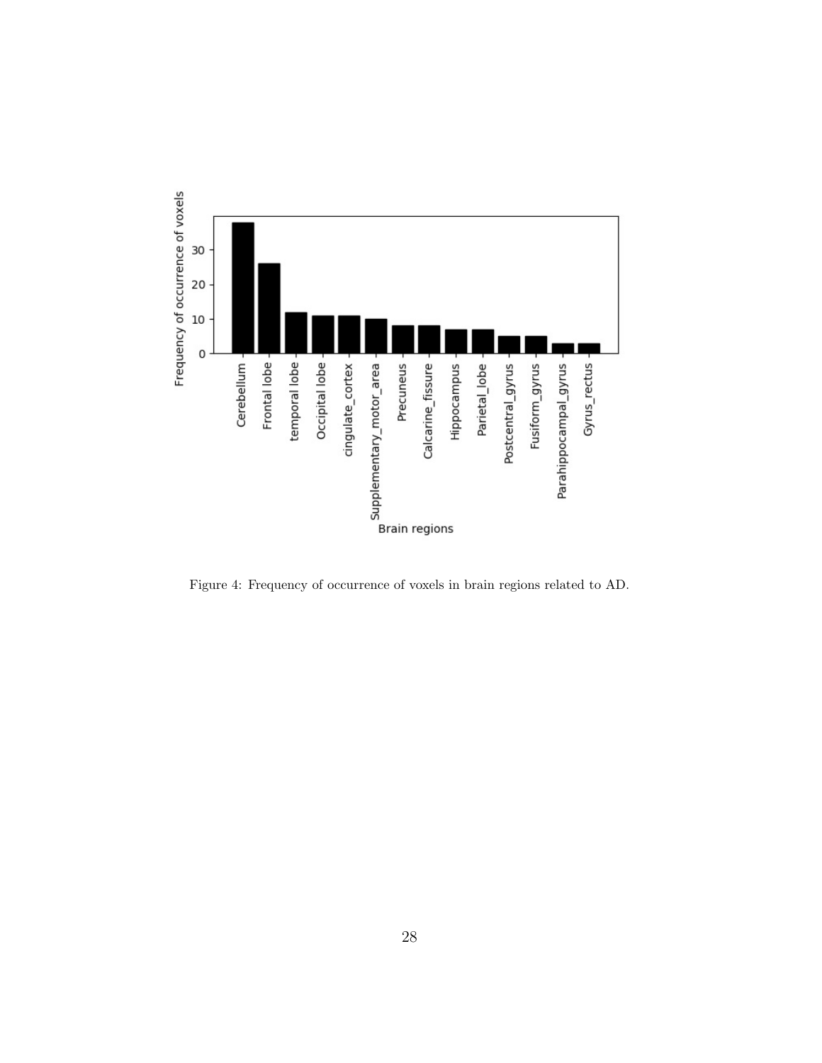Frequency of occurrence of voxels

30
20
10
0

Cerebellum
Frontal lobe
temporal lobe
Occipital lobe
cingulate_cortex
Supplementary_motor_area
Precuneus
Calcarine_fissure
Hippocampus
Parietal_lobe
Postcentral_gyrus
Fusiform_gyrus
Parahippocampal_gyrus
Gyrus_rectus

Brain regions

Figure 4: Frequency of occurrence of voxels in brain regions related to AD.